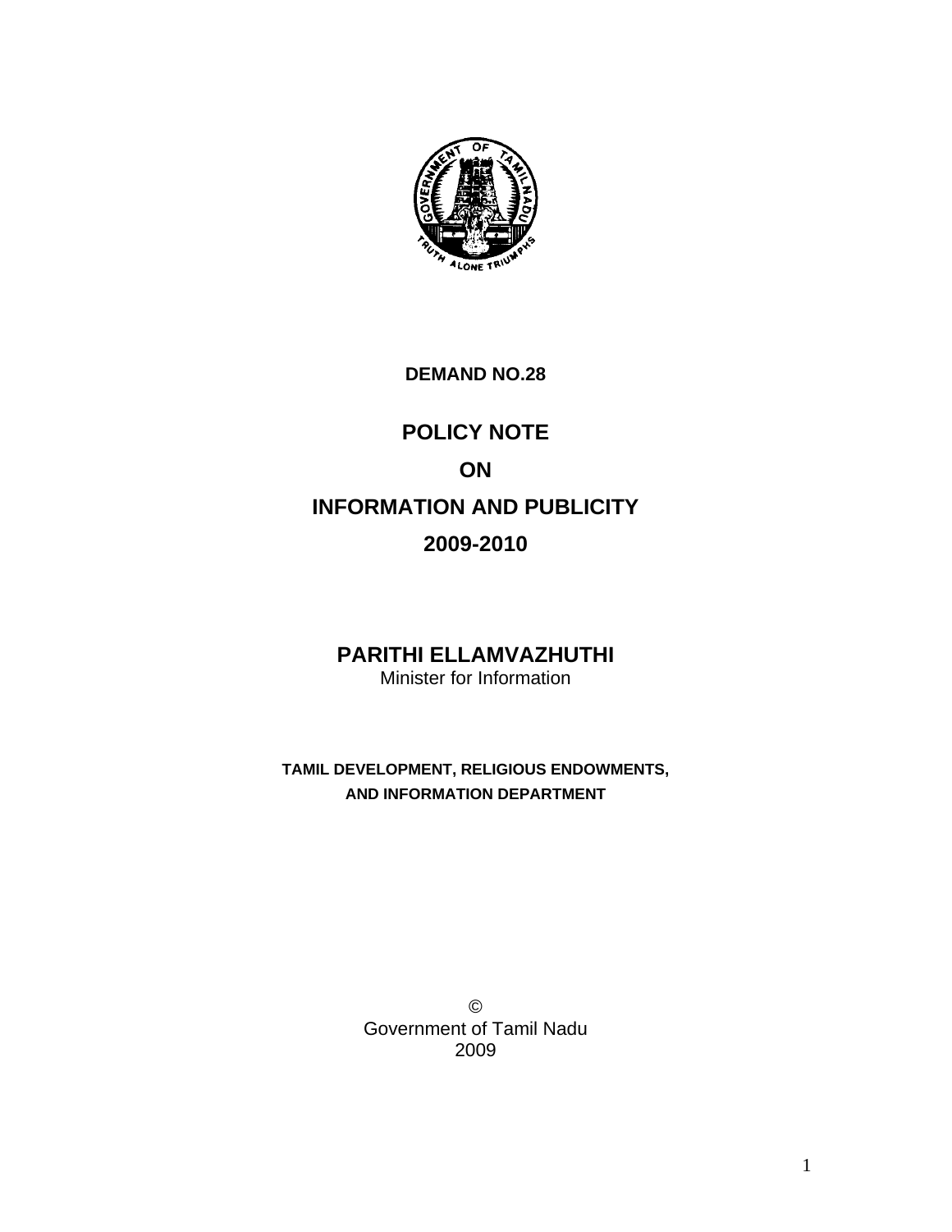**DEMAND NO.28**

# POLICY NOTE

# ON

# INFORMATION AND PUBLICITY

# 2009-2010

**PARITHI ELLAMVAZHUTHI**

Minister for Information

**TAMIL DEVELOPMENT, RELIGIOUS ENDOWMENTS, AND INFORMATION DEPARTMENT**

©
Government of Tamil Nadu
2009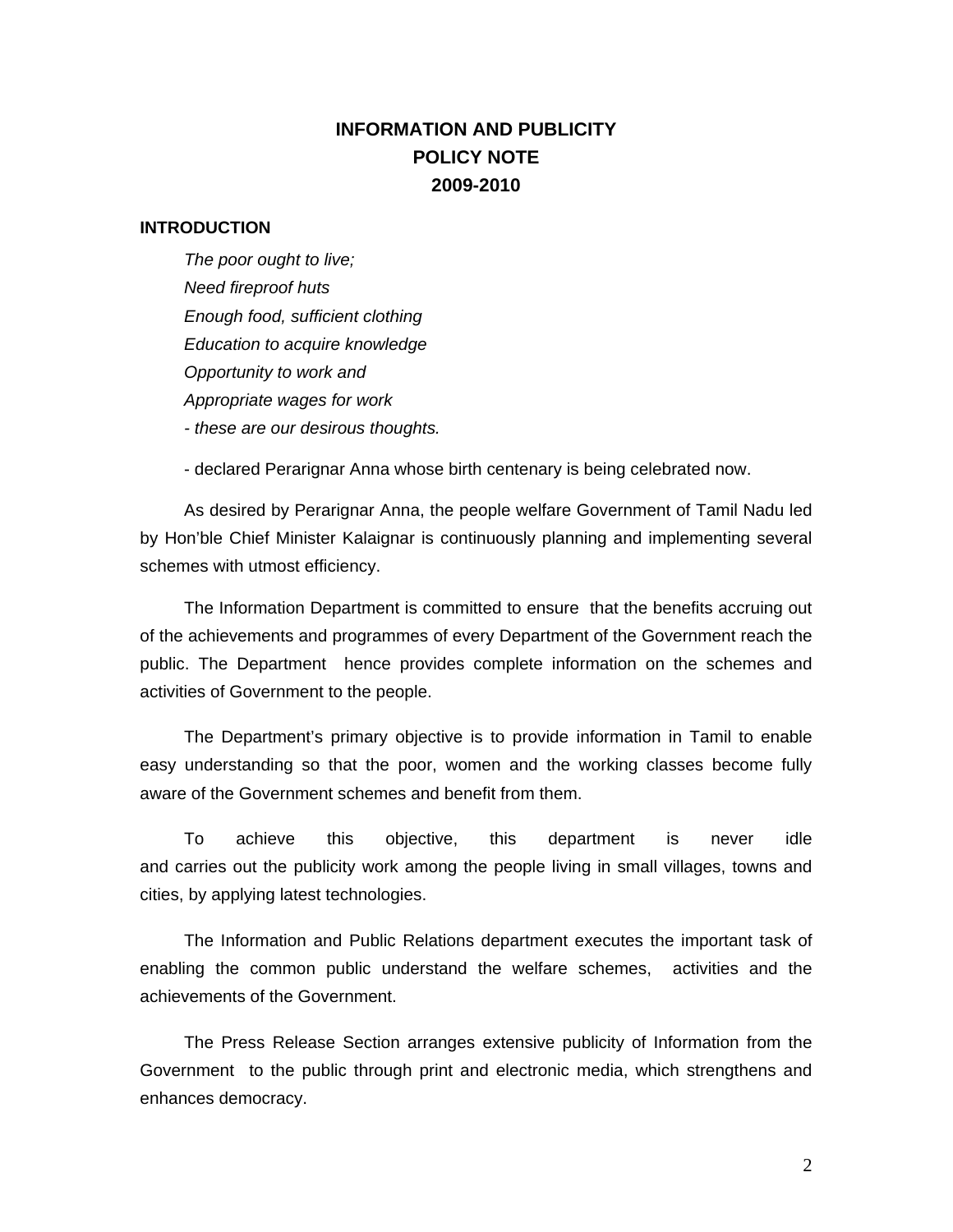# INFORMATION AND PUBLICITY
# POLICY NOTE
# 2009-2010

**INTRODUCTION**

*The poor ought to live;*
*Need fireproof huts*
*Enough food, sufficient clothing*
*Education to acquire knowledge*
*Opportunity to work and*
*Appropriate wages for work*
*- these are our desirous thoughts.*

- declared Perarignar Anna whose birth centenary is being celebrated now.

As desired by Perarignar Anna, the people welfare Government of Tamil Nadu led by Hon'ble Chief Minister Kalaignar is continuously planning and implementing several schemes with utmost efficiency.

The Information Department is committed to ensure that the benefits accruing out of the achievements and programmes of every Department of the Government reach the public. The Department hence provides complete information on the schemes and activities of Government to the people.

The Department's primary objective is to provide information in Tamil to enable easy understanding so that the poor, women and the working classes become fully aware of the Government schemes and benefit from them.

To achieve this objective, this department is never idle and carries out the publicity work among the people living in small villages, towns and cities, by applying latest technologies.

The Information and Public Relations department executes the important task of enabling the common public understand the welfare schemes, activities and the achievements of the Government.

The Press Release Section arranges extensive publicity of Information from the Government to the public through print and electronic media, which strengthens and enhances democracy.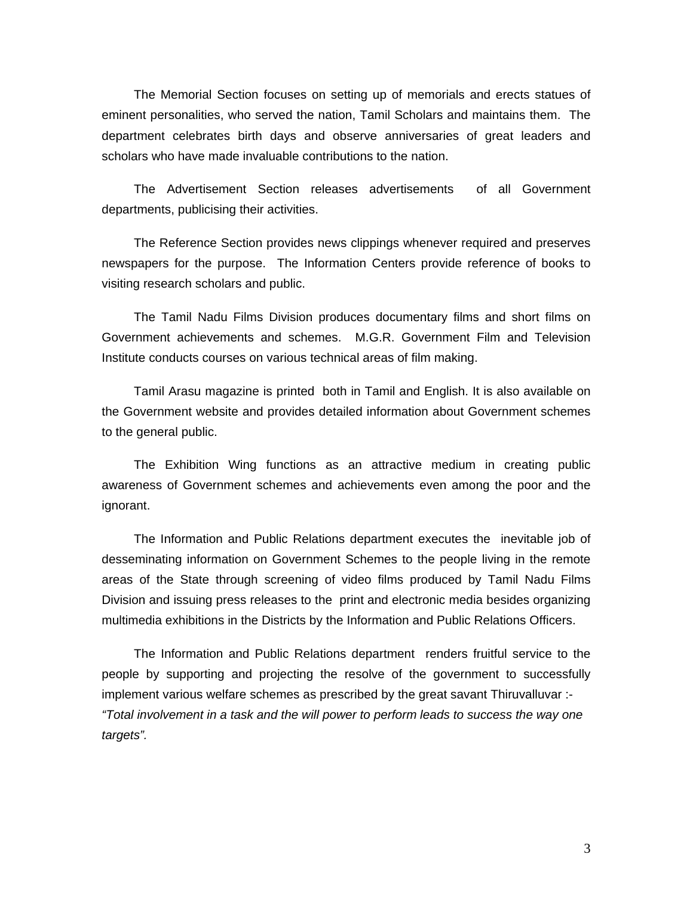The Memorial Section focuses on setting up of memorials and erects statues of eminent personalities, who served the nation, Tamil Scholars and maintains them. The department celebrates birth days and observe anniversaries of great leaders and scholars who have made invaluable contributions to the nation.

The Advertisement Section releases advertisements of all Government departments, publicising their activities.

The Reference Section provides news clippings whenever required and preserves newspapers for the purpose. The Information Centers provide reference of books to visiting research scholars and public.

The Tamil Nadu Films Division produces documentary films and short films on Government achievements and schemes. M.G.R. Government Film and Television Institute conducts courses on various technical areas of film making.

Tamil Arasu magazine is printed both in Tamil and English. It is also available on the Government website and provides detailed information about Government schemes to the general public.

The Exhibition Wing functions as an attractive medium in creating public awareness of Government schemes and achievements even among the poor and the ignorant.

The Information and Public Relations department executes the inevitable job of desseminating information on Government Schemes to the people living in the remote areas of the State through screening of video films produced by Tamil Nadu Films Division and issuing press releases to the print and electronic media besides organizing multimedia exhibitions in the Districts by the Information and Public Relations Officers.

The Information and Public Relations department renders fruitful service to the people by supporting and projecting the resolve of the government to successfully implement various welfare schemes as prescribed by the great savant Thiruvalluvar :-
*"Total involvement in a task and the will power to perform leads to success the way one targets".*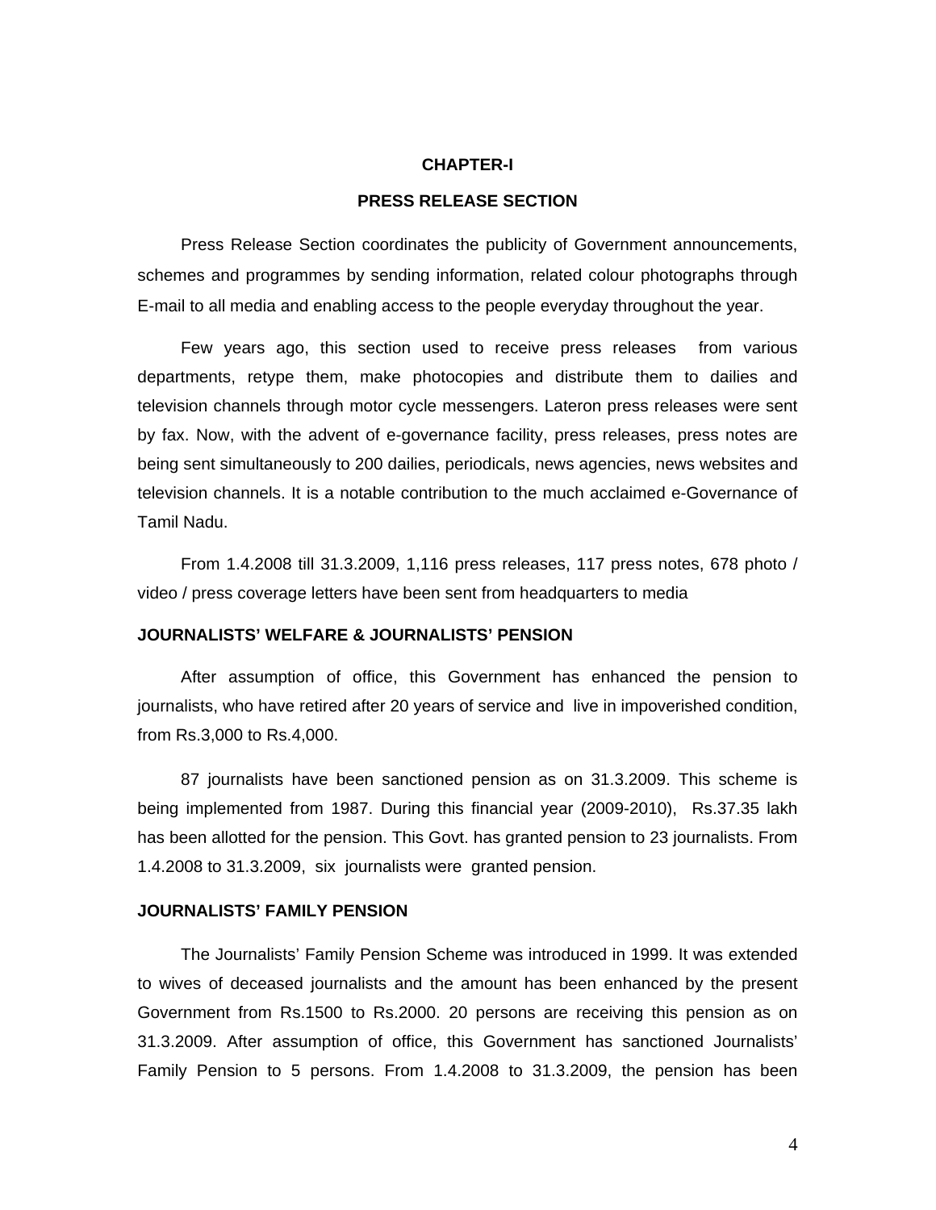# CHAPTER-I

## PRESS RELEASE SECTION

Press Release Section coordinates the publicity of Government announcements, schemes and programmes by sending information, related colour photographs through E-mail to all media and enabling access to the people everyday throughout the year.

Few years ago, this section used to receive press releases from various departments, retype them, make photocopies and distribute them to dailies and television channels through motor cycle messengers. Lateron press releases were sent by fax. Now, with the advent of e-governance facility, press releases, press notes are being sent simultaneously to 200 dailies, periodicals, news agencies, news websites and television channels. It is a notable contribution to the much acclaimed e-Governance of Tamil Nadu.

From 1.4.2008 till 31.3.2009, 1,116 press releases, 117 press notes, 678 photo / video / press coverage letters have been sent from headquarters to media

### JOURNALISTS' WELFARE & JOURNALISTS' PENSION

After assumption of office, this Government has enhanced the pension to journalists, who have retired after 20 years of service and live in impoverished condition, from Rs.3,000 to Rs.4,000.

87 journalists have been sanctioned pension as on 31.3.2009. This scheme is being implemented from 1987. During this financial year (2009-2010), Rs.37.35 lakh has been allotted for the pension. This Govt. has granted pension to 23 journalists. From 1.4.2008 to 31.3.2009, six journalists were granted pension.

### JOURNALISTS' FAMILY PENSION

The Journalists' Family Pension Scheme was introduced in 1999. It was extended to wives of deceased journalists and the amount has been enhanced by the present Government from Rs.1500 to Rs.2000. 20 persons are receiving this pension as on 31.3.2009. After assumption of office, this Government has sanctioned Journalists' Family Pension to 5 persons. From 1.4.2008 to 31.3.2009, the pension has been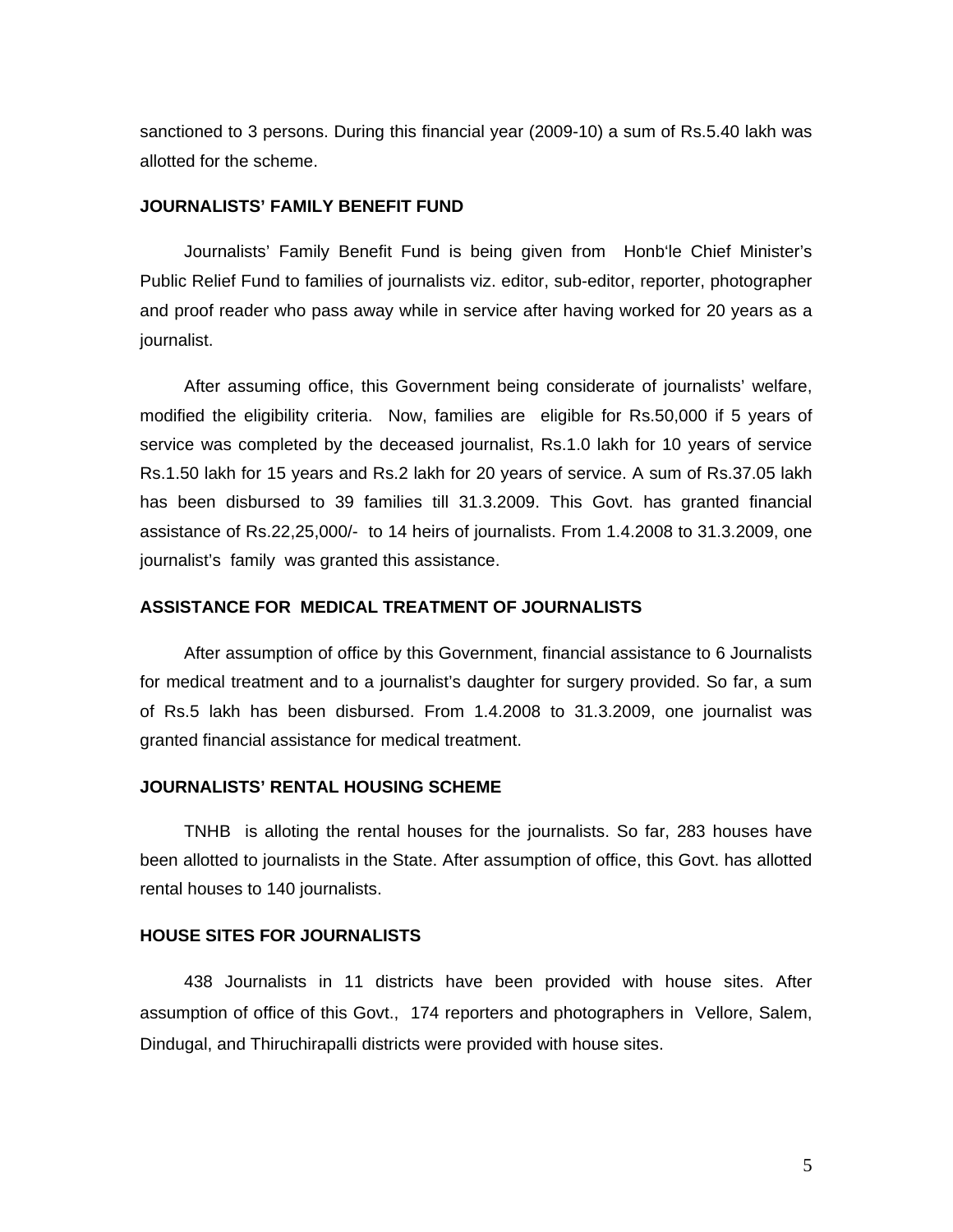sanctioned to 3 persons. During this financial year (2009-10) a sum of Rs.5.40 lakh was allotted for the scheme.

**JOURNALISTS' FAMILY BENEFIT FUND**

Journalists' Family Benefit Fund is being given from Honb'le Chief Minister's Public Relief Fund to families of journalists viz. editor, sub-editor, reporter, photographer and proof reader who pass away while in service after having worked for 20 years as a journalist.

After assuming office, this Government being considerate of journalists' welfare, modified the eligibility criteria. Now, families are eligible for Rs.50,000 if 5 years of service was completed by the deceased journalist, Rs.1.0 lakh for 10 years of service Rs.1.50 lakh for 15 years and Rs.2 lakh for 20 years of service. A sum of Rs.37.05 lakh has been disbursed to 39 families till 31.3.2009. This Govt. has granted financial assistance of Rs.22,25,000/- to 14 heirs of journalists. From 1.4.2008 to 31.3.2009, one journalist's family was granted this assistance.

**ASSISTANCE FOR MEDICAL TREATMENT OF JOURNALISTS**

After assumption of office by this Government, financial assistance to 6 Journalists for medical treatment and to a journalist's daughter for surgery provided. So far, a sum of Rs.5 lakh has been disbursed. From 1.4.2008 to 31.3.2009, one journalist was granted financial assistance for medical treatment.

**JOURNALISTS' RENTAL HOUSING SCHEME**

TNHB is alloting the rental houses for the journalists. So far, 283 houses have been allotted to journalists in the State. After assumption of office, this Govt. has allotted rental houses to 140 journalists.

**HOUSE SITES FOR JOURNALISTS**

438 Journalists in 11 districts have been provided with house sites. After assumption of office of this Govt., 174 reporters and photographers in Vellore, Salem, Dindugal, and Thiruchirapalli districts were provided with house sites.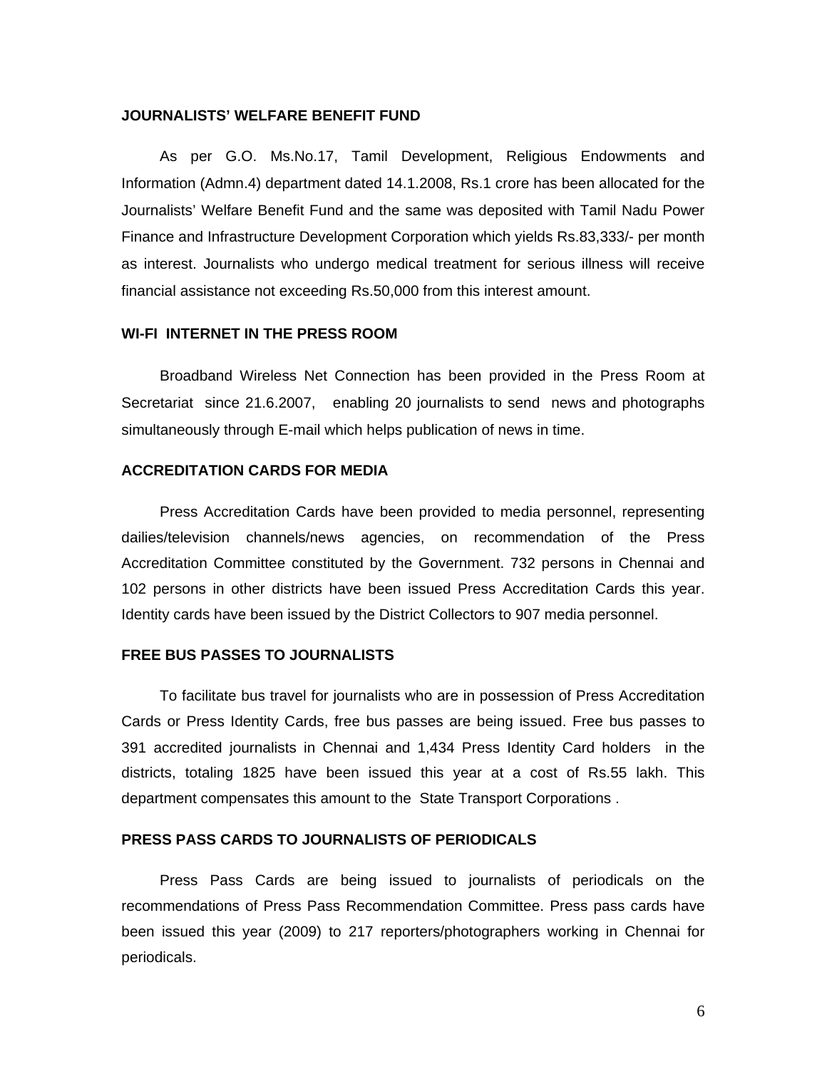## JOURNALISTS' WELFARE BENEFIT FUND

As per G.O. Ms.No.17, Tamil Development, Religious Endowments and Information (Admn.4) department dated 14.1.2008, Rs.1 crore has been allocated for the Journalists' Welfare Benefit Fund and the same was deposited with Tamil Nadu Power Finance and Infrastructure Development Corporation which yields Rs.83,333/- per month as interest. Journalists who undergo medical treatment for serious illness will receive financial assistance not exceeding Rs.50,000 from this interest amount.

## WI-FI INTERNET IN THE PRESS ROOM

Broadband Wireless Net Connection has been provided in the Press Room at Secretariat since 21.6.2007, enabling 20 journalists to send news and photographs simultaneously through E-mail which helps publication of news in time.

## ACCREDITATION CARDS FOR MEDIA

Press Accreditation Cards have been provided to media personnel, representing dailies/television channels/news agencies, on recommendation of the Press Accreditation Committee constituted by the Government. 732 persons in Chennai and 102 persons in other districts have been issued Press Accreditation Cards this year. Identity cards have been issued by the District Collectors to 907 media personnel.

## FREE BUS PASSES TO JOURNALISTS

To facilitate bus travel for journalists who are in possession of Press Accreditation Cards or Press Identity Cards, free bus passes are being issued. Free bus passes to 391 accredited journalists in Chennai and 1,434 Press Identity Card holders in the districts, totaling 1825 have been issued this year at a cost of Rs.55 lakh. This department compensates this amount to the State Transport Corporations .

## PRESS PASS CARDS TO JOURNALISTS OF PERIODICALS

Press Pass Cards are being issued to journalists of periodicals on the recommendations of Press Pass Recommendation Committee. Press pass cards have been issued this year (2009) to 217 reporters/photographers working in Chennai for periodicals.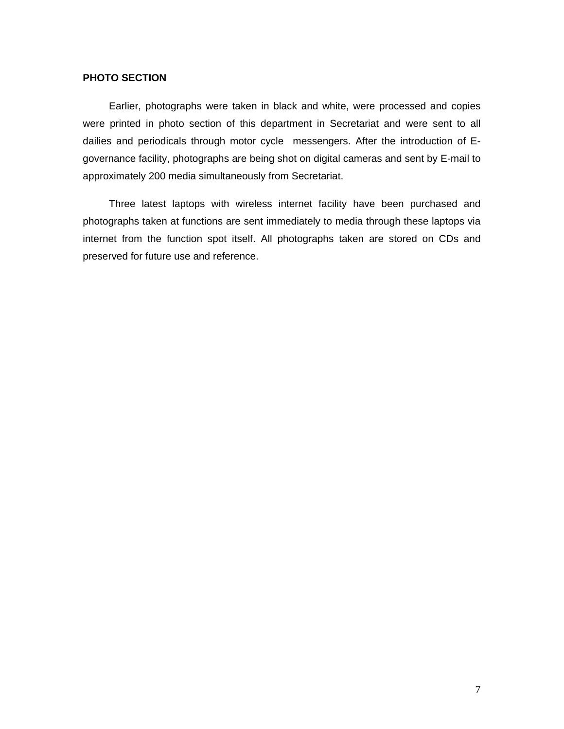**PHOTO SECTION**

Earlier, photographs were taken in black and white, were processed and copies were printed in photo section of this department in Secretariat and were sent to all dailies and periodicals through motor cycle messengers. After the introduction of E-governance facility, photographs are being shot on digital cameras and sent by E-mail to approximately 200 media simultaneously from Secretariat.

Three latest laptops with wireless internet facility have been purchased and photographs taken at functions are sent immediately to media through these laptops via internet from the function spot itself. All photographs taken are stored on CDs and preserved for future use and reference.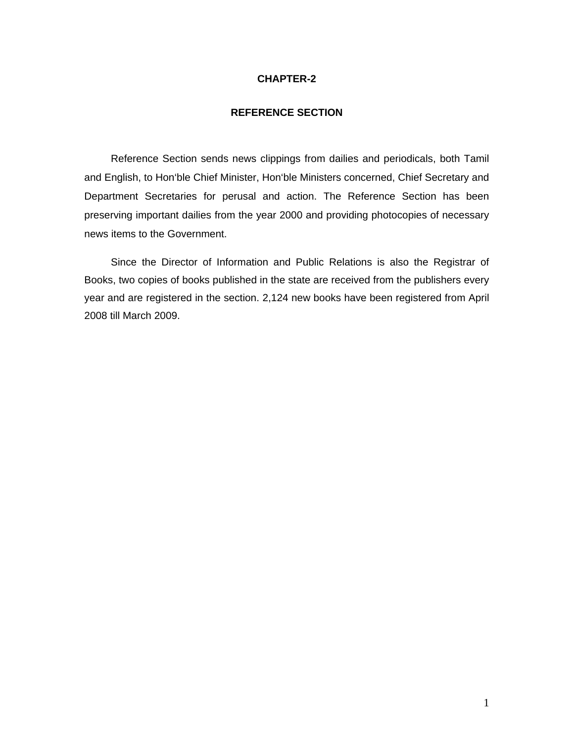# CHAPTER-2

## REFERENCE SECTION

Reference Section sends news clippings from dailies and periodicals, both Tamil and English, to Hon'ble Chief Minister, Hon'ble Ministers concerned, Chief Secretary and Department Secretaries for perusal and action. The Reference Section has been preserving important dailies from the year 2000 and providing photocopies of necessary news items to the Government.

Since the Director of Information and Public Relations is also the Registrar of Books, two copies of books published in the state are received from the publishers every year and are registered in the section. 2,124 new books have been registered from April 2008 till March 2009.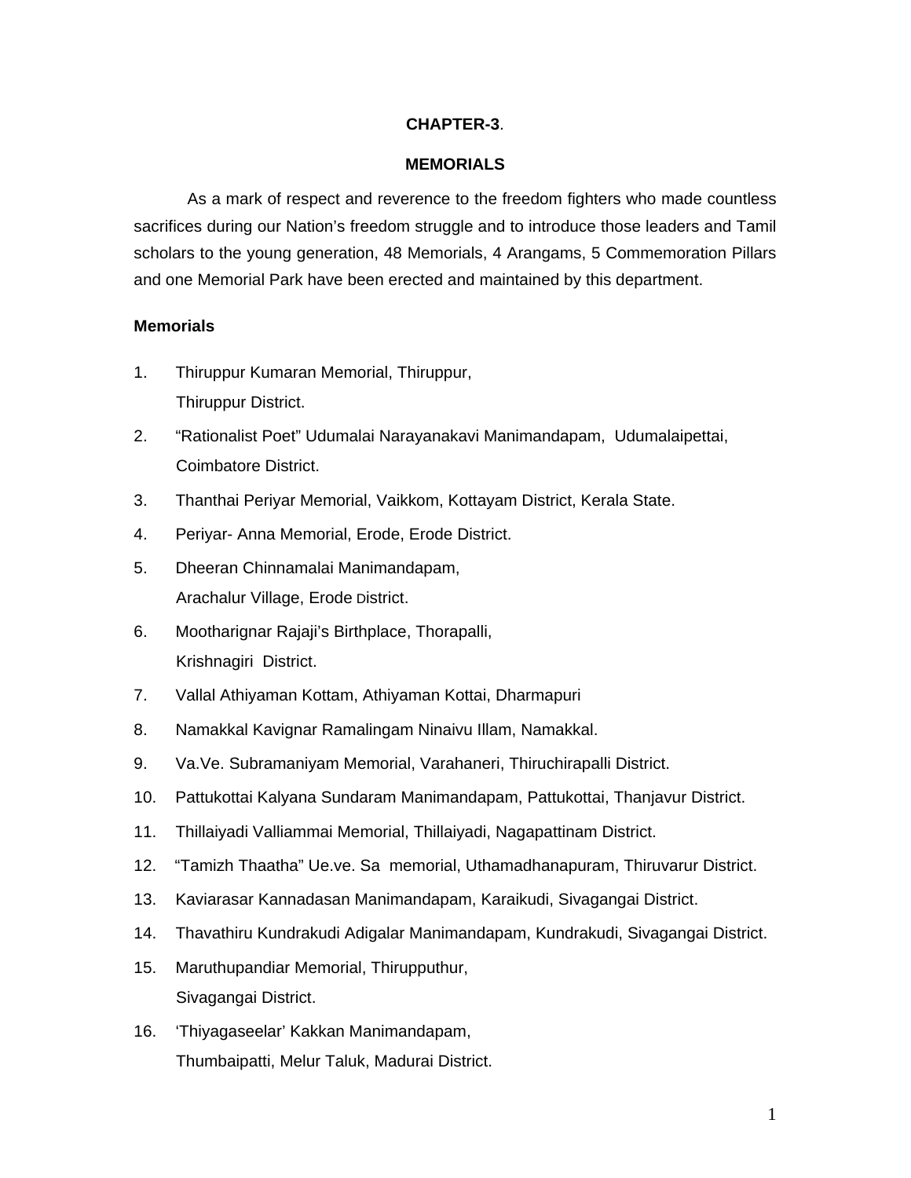# CHAPTER-3.

## MEMORIALS

As a mark of respect and reverence to the freedom fighters who made countless sacrifices during our Nation's freedom struggle and to introduce those leaders and Tamil scholars to the young generation, 48 Memorials, 4 Arangams, 5 Commemoration Pillars and one Memorial Park have been erected and maintained by this department.

### Memorials

1. Thiruppur Kumaran Memorial, Thiruppur, Thiruppur District.
2. "Rationalist Poet" Udumalai Narayanakavi Manimandapam, Udumalaipettai, Coimbatore District.
3. Thanthai Periyar Memorial, Vaikkom, Kottayam District, Kerala State.
4. Periyar- Anna Memorial, Erode, Erode District.
5. Dheeran Chinnamalai Manimandapam, Arachalur Village, Erode District.
6. Mootharignar Rajaji's Birthplace, Thorapalli, Krishnagiri District.
7. Vallal Athiyaman Kottam, Athiyaman Kottai, Dharmapuri
8. Namakkal Kavignar Ramalingam Ninaivu Illam, Namakkal.
9. Va.Ve. Subramaniyam Memorial, Varahaneri, Thiruchirapalli District.
10. Pattukottai Kalyana Sundaram Manimandapam, Pattukottai, Thanjavur District.
11. Thillaiyadi Valliammai Memorial, Thillaiyadi, Nagapattinam District.
12. "Tamizh Thaatha" Ue.ve. Sa memorial, Uthamadhanapuram, Thiruvarur District.
13. Kaviarasar Kannadasan Manimandapam, Karaikudi, Sivagangai District.
14. Thavathiru Kundrakudi Adigalar Manimandapam, Kundrakudi, Sivagangai District.
15. Maruthupandiar Memorial, Thirupputhur, Sivagangai District.
16. 'Thiyagaseelar' Kakkan Manimandapam, Thumbaipatti, Melur Taluk, Madurai District.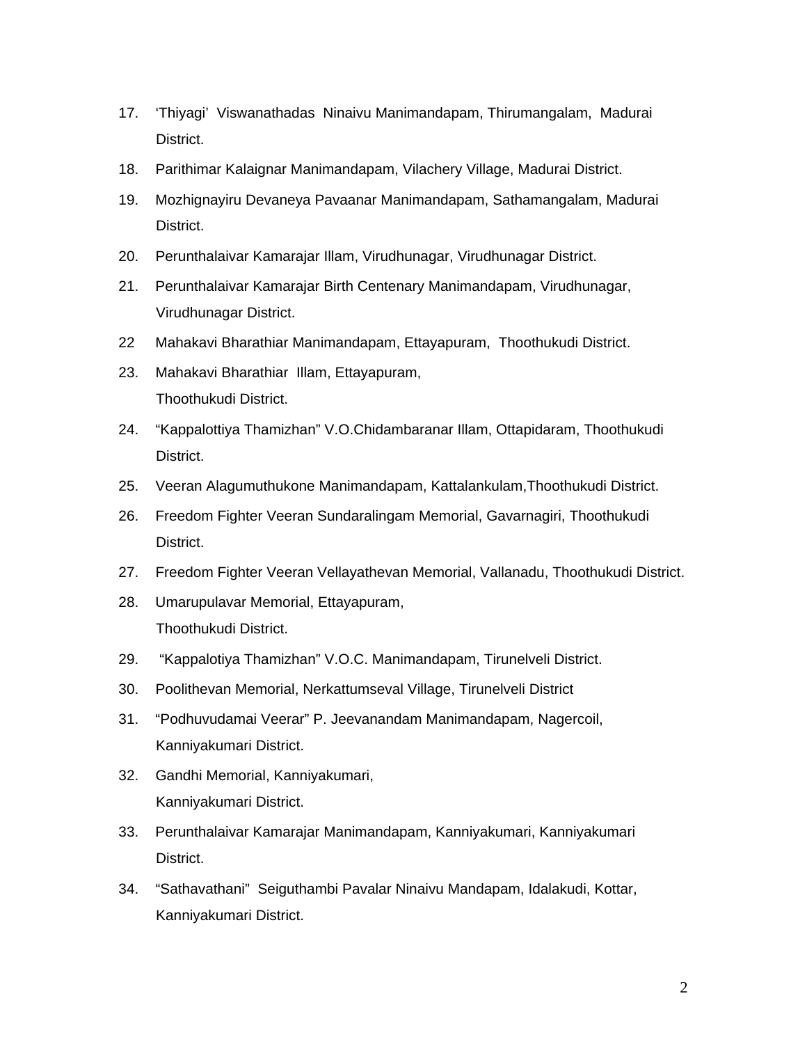17. ‘Thiyagi’ Viswanathadas Ninaivu Manimandapam, Thirumangalam, Madurai District.
18. Parithimar Kalaignar Manimandapam, Vilachery Village, Madurai District.
19. Mozhignayiru Devaneya Pavaanar Manimandapam, Sathamangalam, Madurai District.
20. Perunthalaivar Kamarajar Illam, Virudhunagar, Virudhunagar District.
21. Perunthalaivar Kamarajar Birth Centenary Manimandapam, Virudhunagar, Virudhunagar District.
22 Mahakavi Bharathiar Manimandapam, Ettayapuram, Thoothukudi District.
23. Mahakavi Bharathiar Illam, Ettayapuram, Thoothukudi District.
24. “Kappalottiya Thamizhan” V.O.Chidambaranar Illam, Ottapidaram, Thoothukudi District.
25. Veeran Alagumuthukone Manimandapam, Kattalankulam,Thoothukudi District.
26. Freedom Fighter Veeran Sundaralingam Memorial, Gavarnagiri, Thoothukudi District.
27. Freedom Fighter Veeran Vellayathevan Memorial, Vallanadu, Thoothukudi District.
28. Umarupulavar Memorial, Ettayapuram, Thoothukudi District.
29. “Kappalotiya Thamizhan” V.O.C. Manimandapam, Tirunelveli District.
30. Poolithevan Memorial, Nerkattumseval Village, Tirunelveli District
31. “Podhuvudamai Veerar” P. Jeevanandam Manimandapam, Nagercoil, Kanniyakumari District.
32. Gandhi Memorial, Kanniyakumari, Kanniyakumari District.
33. Perunthalaivar Kamarajar Manimandapam, Kanniyakumari, Kanniyakumari District.
34. “Sathavathani” Seiguthambi Pavalar Ninaivu Mandapam, Idalakudi, Kottar, Kanniyakumari District.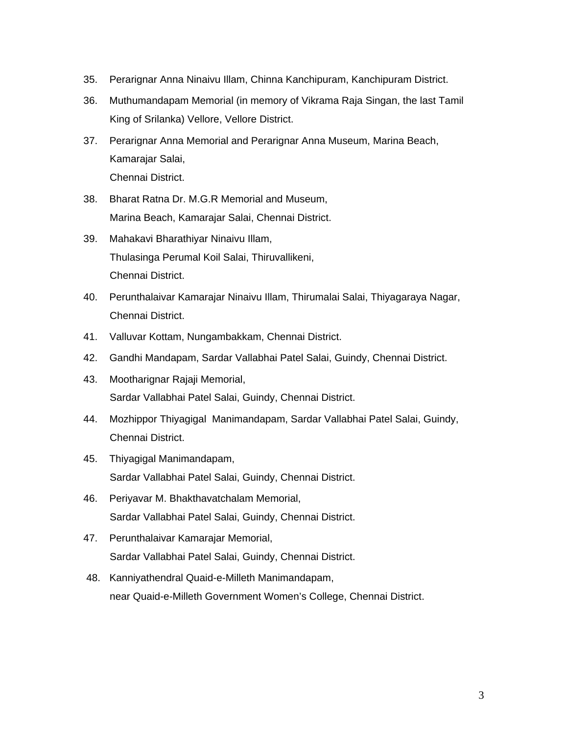35. Perarignar Anna Ninaivu Illam, Chinna Kanchipuram, Kanchipuram District.
36. Muthumandapam Memorial (in memory of Vikrama Raja Singan, the last Tamil King of Srilanka) Vellore, Vellore District.
37. Perarignar Anna Memorial and Perarignar Anna Museum, Marina Beach, Kamarajar Salai,
    Chennai District.
38. Bharat Ratna Dr. M.G.R Memorial and Museum,
    Marina Beach, Kamarajar Salai, Chennai District.
39. Mahakavi Bharathiyar Ninaivu Illam,
    Thulasinga Perumal Koil Salai, Thiruvallikeni,
    Chennai District.
40. Perunthalaivar Kamarajar Ninaivu Illam, Thirumalai Salai, Thiyagaraya Nagar, Chennai District.
41. Valluvar Kottam, Nungambakkam, Chennai District.
42. Gandhi Mandapam, Sardar Vallabhai Patel Salai, Guindy, Chennai District.
43. Mootharignar Rajaji Memorial,
    Sardar Vallabhai Patel Salai, Guindy, Chennai District.
44. Mozhippor Thiyagigal Manimandapam, Sardar Vallabhai Patel Salai, Guindy, Chennai District.
45. Thiyagigal Manimandapam,
    Sardar Vallabhai Patel Salai, Guindy, Chennai District.
46. Periyavar M. Bhakthavatchalam Memorial,
    Sardar Vallabhai Patel Salai, Guindy, Chennai District.
47. Perunthalaivar Kamarajar Memorial,
    Sardar Vallabhai Patel Salai, Guindy, Chennai District.
48. Kanniyathendral Quaid-e-Milleth Manimandapam,
    near Quaid-e-Milleth Government Women's College, Chennai District.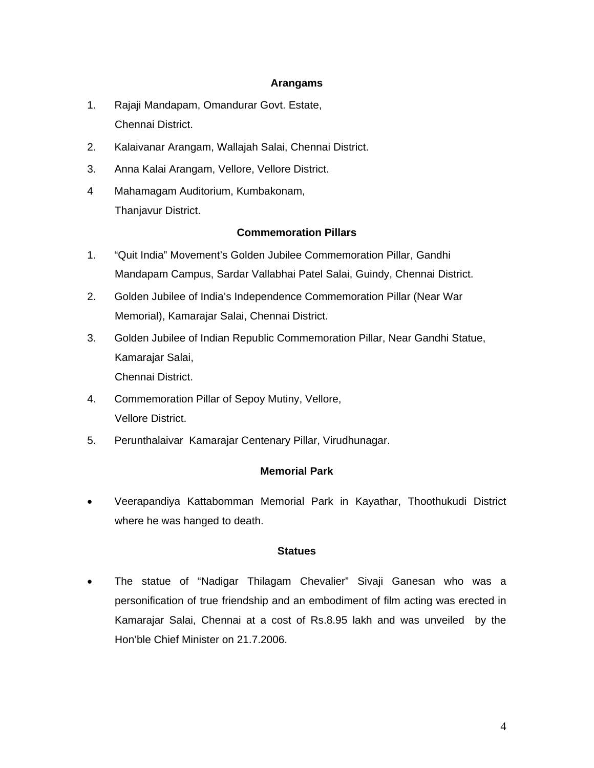### Arangams

1. Rajaji Mandapam, Omandurar Govt. Estate, Chennai District.
2. Kalaivanar Arangam, Wallajah Salai, Chennai District.
3. Anna Kalai Arangam, Vellore, Vellore District.
4. Mahamagam Auditorium, Kumbakonam, Thanjavur District.

### Commemoration Pillars

1. “Quit India” Movement’s Golden Jubilee Commemoration Pillar, Gandhi Mandapam Campus, Sardar Vallabhai Patel Salai, Guindy, Chennai District.
2. Golden Jubilee of India’s Independence Commemoration Pillar (Near War Memorial), Kamarajar Salai, Chennai District.
3. Golden Jubilee of Indian Republic Commemoration Pillar, Near Gandhi Statue, Kamarajar Salai, Chennai District.
4. Commemoration Pillar of Sepoy Mutiny, Vellore, Vellore District.
5. Perunthalaivar Kamarajar Centenary Pillar, Virudhunagar.

### Memorial Park

- Veerapandiya Kattabomman Memorial Park in Kayathar, Thoothukudi District where he was hanged to death.

### Statues

- The statue of “Nadigar Thilagam Chevalier” Sivaji Ganesan who was a personification of true friendship and an embodiment of film acting was erected in Kamarajar Salai, Chennai at a cost of Rs.8.95 lakh and was unveiled by the Hon’ble Chief Minister on 21.7.2006.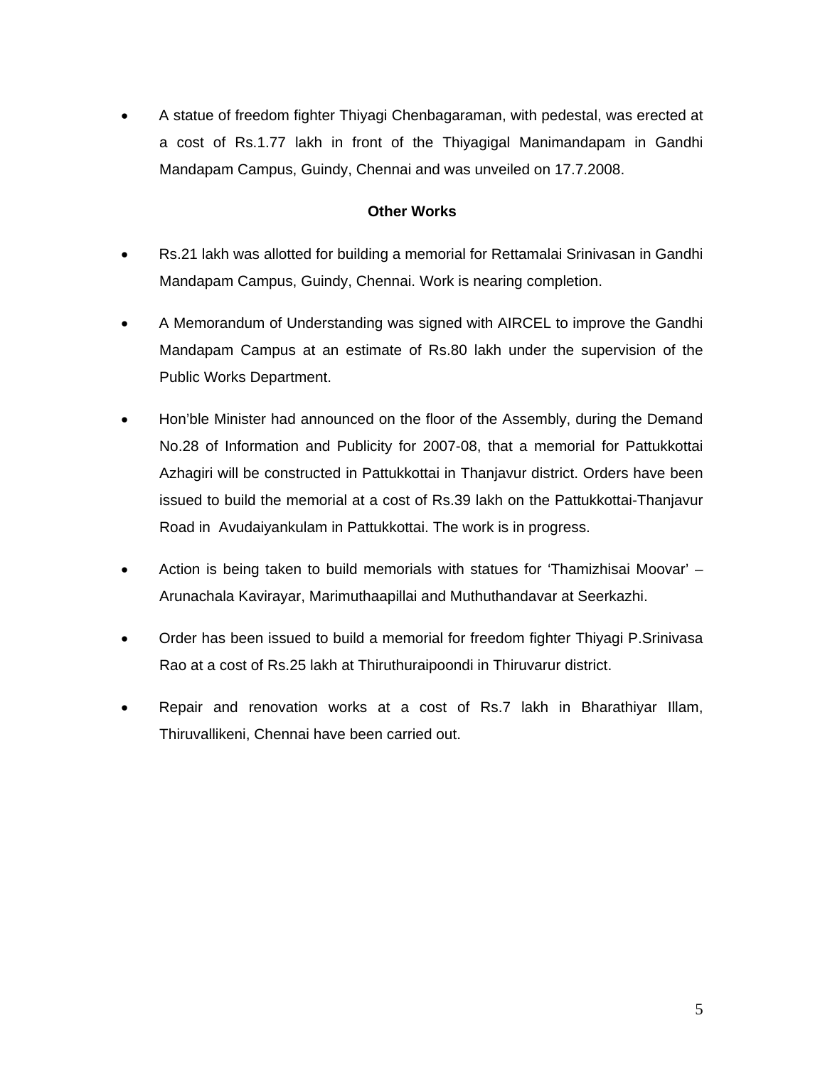- A statue of freedom fighter Thiyagi Chenbagaraman, with pedestal, was erected at a cost of Rs.1.77 lakh in front of the Thiyagigal Manimandapam in Gandhi Mandapam Campus, Guindy, Chennai and was unveiled on 17.7.2008.

**Other Works**

- Rs.21 lakh was allotted for building a memorial for Rettamalai Srinivasan in Gandhi Mandapam Campus, Guindy, Chennai. Work is nearing completion.
- A Memorandum of Understanding was signed with AIRCEL to improve the Gandhi Mandapam Campus at an estimate of Rs.80 lakh under the supervision of the Public Works Department.
- Hon'ble Minister had announced on the floor of the Assembly, during the Demand No.28 of Information and Publicity for 2007-08, that a memorial for Pattukkottai Azhagiri will be constructed in Pattukkottai in Thanjavur district. Orders have been issued to build the memorial at a cost of Rs.39 lakh on the Pattukkottai-Thanjavur Road in Avudaiyankulam in Pattukkottai. The work is in progress.
- Action is being taken to build memorials with statues for 'Thamizhisai Moovar' – Arunachala Kavirayar, Marimuthaapillai and Muthuthandavar at Seerkazhi.
- Order has been issued to build a memorial for freedom fighter Thiyagi P.Srinivasa Rao at a cost of Rs.25 lakh at Thiruthuraipoondi in Thiruvarur district.
- Repair and renovation works at a cost of Rs.7 lakh in Bharathiyar Illam, Thiruvallikeni, Chennai have been carried out.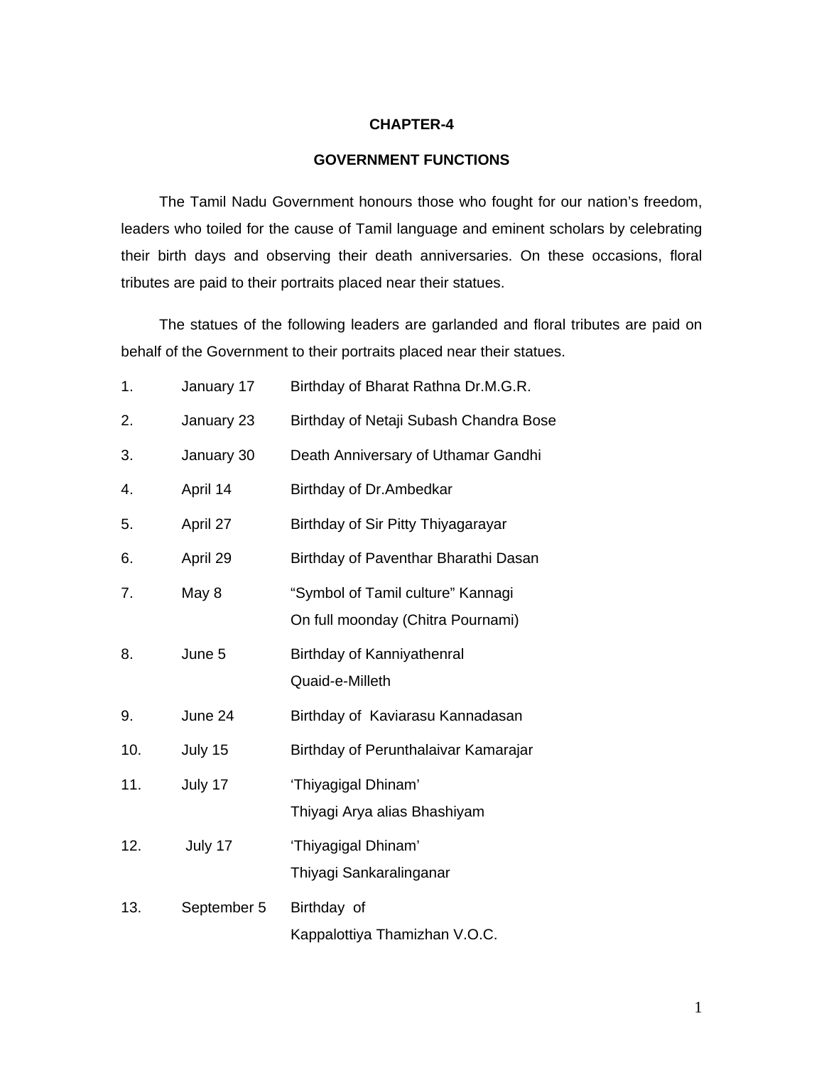# CHAPTER-4

## GOVERNMENT FUNCTIONS

The Tamil Nadu Government honours those who fought for our nation's freedom, leaders who toiled for the cause of Tamil language and eminent scholars by celebrating their birth days and observing their death anniversaries. On these occasions, floral tributes are paid to their portraits placed near their statues.

The statues of the following leaders are garlanded and floral tributes are paid on behalf of the Government to their portraits placed near their statues.

| | | |
|---|---|---|
| 1. | January 17 | Birthday of Bharat Rathna Dr.M.G.R. |
| 2. | January 23 | Birthday of Netaji Subash Chandra Bose |
| 3. | January 30 | Death Anniversary of Uthamar Gandhi |
| 4. | April 14 | Birthday of Dr.Ambedkar |
| 5. | April 27 | Birthday of Sir Pitty Thiyagarayar |
| 6. | April 29 | Birthday of Paventhar Bharathi Dasan |
| 7. | May 8 | "Symbol of Tamil culture" Kannagi On full moonday (Chitra Pournami) |
| 8. | June 5 | Birthday of Kanniyathenral Quaid-e-Milleth |
| 9. | June 24 | Birthday of Kaviarasu Kannadasan |
| 10. | July 15 | Birthday of Perunthalaivar Kamarajar |
| 11. | July 17 | 'Thiyagigal Dhinam' Thiyagi Arya alias Bhashiyam |
| 12. | July 17 | 'Thiyagigal Dhinam' Thiyagi Sankaralinganar |
| 13. | September 5 | Birthday of Kappalottiya Thamizhan V.O.C. |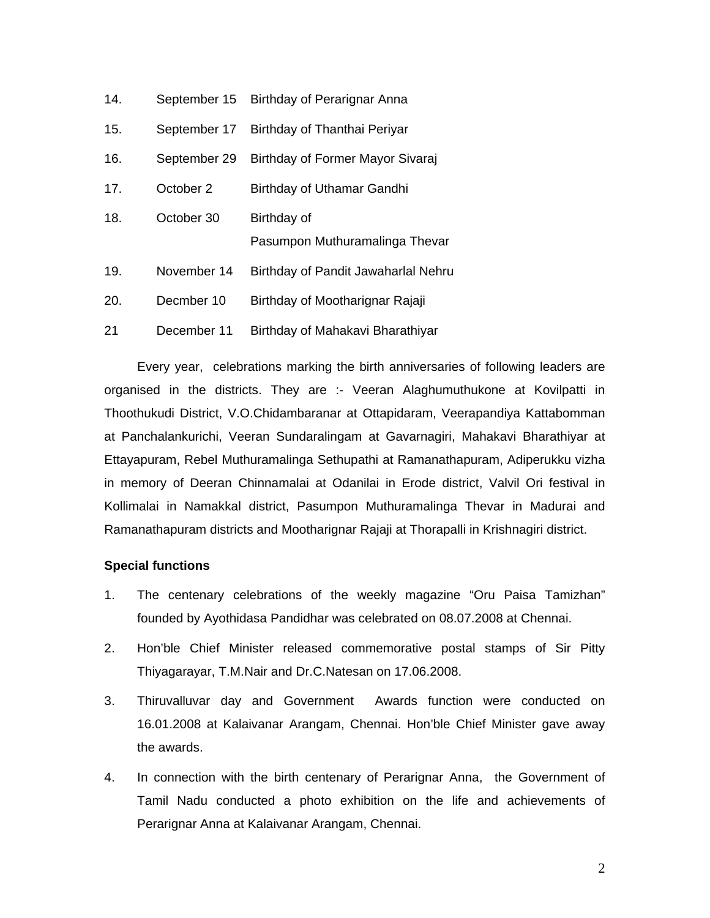| | | |
|---|---|---|
| 14. | September 15 | Birthday of Perarignar Anna |
| 15. | September 17 | Birthday of Thanthai Periyar |
| 16. | September 29 | Birthday of Former Mayor Sivaraj |
| 17. | October 2 | Birthday of Uthamar Gandhi |
| 18. | October 30 | Birthday of Pasumpon Muthuramalinga Thevar |
| 19. | November 14 | Birthday of Pandit Jawaharlal Nehru |
| 20. | Decmber 10 | Birthday of Mootharignar Rajaji |
| 21 | December 11 | Birthday of Mahakavi Bharathiyar |

Every year, celebrations marking the birth anniversaries of following leaders are organised in the districts. They are :- Veeran Alaghumuthukone at Kovilpatti in Thoothukudi District, V.O.Chidambaranar at Ottapidaram, Veerapandiya Kattabomman at Panchalankurichi, Veeran Sundaralingam at Gavarnagiri, Mahakavi Bharathiyar at Ettayapuram, Rebel Muthuramalinga Sethupathi at Ramanathapuram, Adiperukku vizha in memory of Deeran Chinnamalai at Odanilai in Erode district, Valvil Ori festival in Kollimalai in Namakkal district, Pasumpon Muthuramalinga Thevar in Madurai and Ramanathapuram districts and Mootharignar Rajaji at Thorapalli in Krishnagiri district.

**Special functions**

1. The centenary celebrations of the weekly magazine "Oru Paisa Tamizhan" founded by Ayothidasa Pandidhar was celebrated on 08.07.2008 at Chennai.
2. Hon'ble Chief Minister released commemorative postal stamps of Sir Pitty Thiyagarayar, T.M.Nair and Dr.C.Natesan on 17.06.2008.
3. Thiruvalluvar day and Government Awards function were conducted on 16.01.2008 at Kalaivanar Arangam, Chennai. Hon'ble Chief Minister gave away the awards.
4. In connection with the birth centenary of Perarignar Anna, the Government of Tamil Nadu conducted a photo exhibition on the life and achievements of Perarignar Anna at Kalaivanar Arangam, Chennai.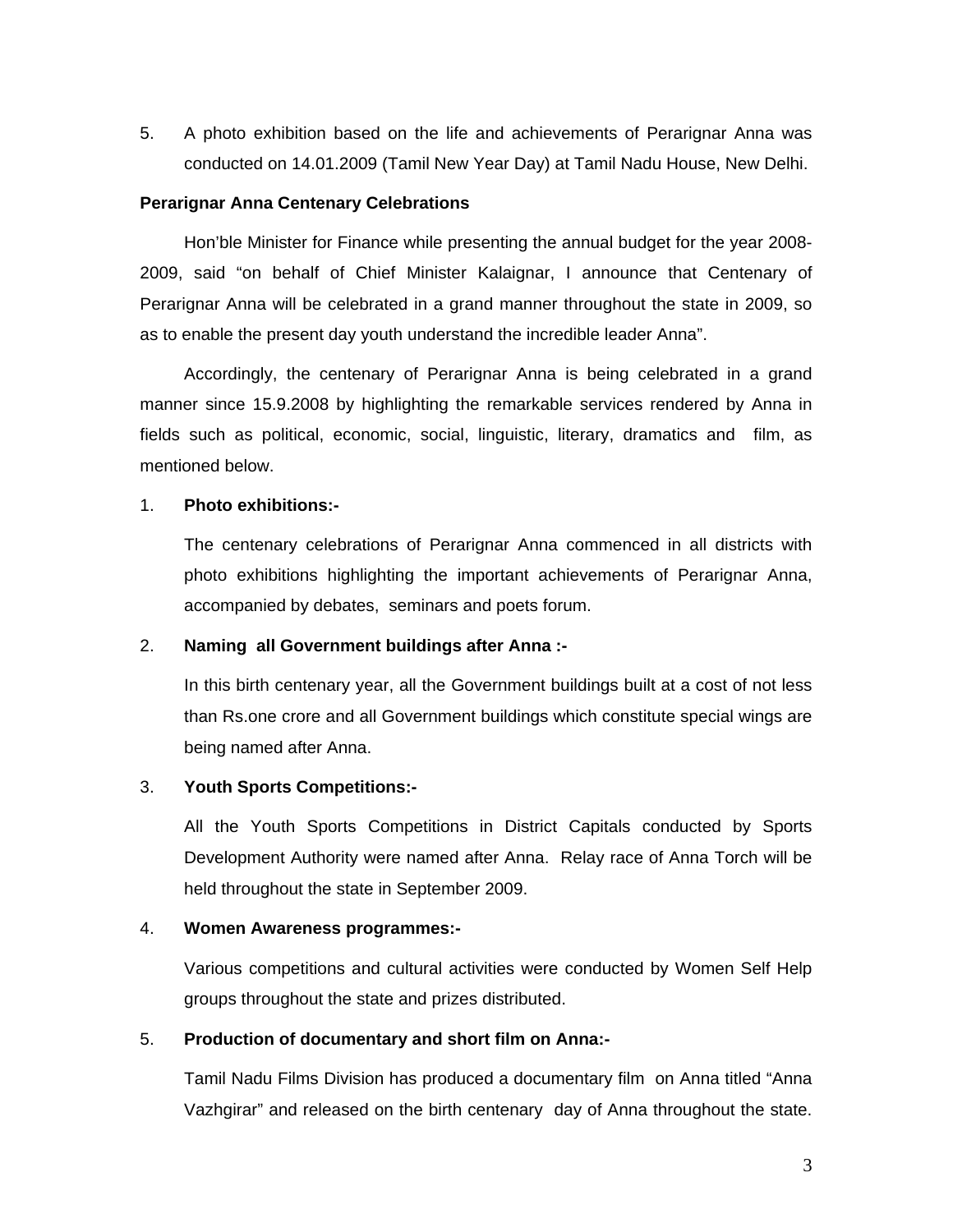5. A photo exhibition based on the life and achievements of Perarignar Anna was conducted on 14.01.2009 (Tamil New Year Day) at Tamil Nadu House, New Delhi.

**Perarignar Anna Centenary Celebrations**

Hon'ble Minister for Finance while presenting the annual budget for the year 2008-2009, said "on behalf of Chief Minister Kalaignar, I announce that Centenary of Perarignar Anna will be celebrated in a grand manner throughout the state in 2009, so as to enable the present day youth understand the incredible leader Anna".

Accordingly, the centenary of Perarignar Anna is being celebrated in a grand manner since 15.9.2008 by highlighting the remarkable services rendered by Anna in fields such as political, economic, social, linguistic, literary, dramatics and film, as mentioned below.

1. **Photo exhibitions:-**

   The centenary celebrations of Perarignar Anna commenced in all districts with photo exhibitions highlighting the important achievements of Perarignar Anna, accompanied by debates, seminars and poets forum.

2. **Naming all Government buildings after Anna :-**

   In this birth centenary year, all the Government buildings built at a cost of not less than Rs.one crore and all Government buildings which constitute special wings are being named after Anna.

3. **Youth Sports Competitions:-**

   All the Youth Sports Competitions in District Capitals conducted by Sports Development Authority were named after Anna. Relay race of Anna Torch will be held throughout the state in September 2009.

4. **Women Awareness programmes:-**

   Various competitions and cultural activities were conducted by Women Self Help groups throughout the state and prizes distributed.

5. **Production of documentary and short film on Anna:-**

   Tamil Nadu Films Division has produced a documentary film on Anna titled "Anna Vazhgirar" and released on the birth centenary day of Anna throughout the state.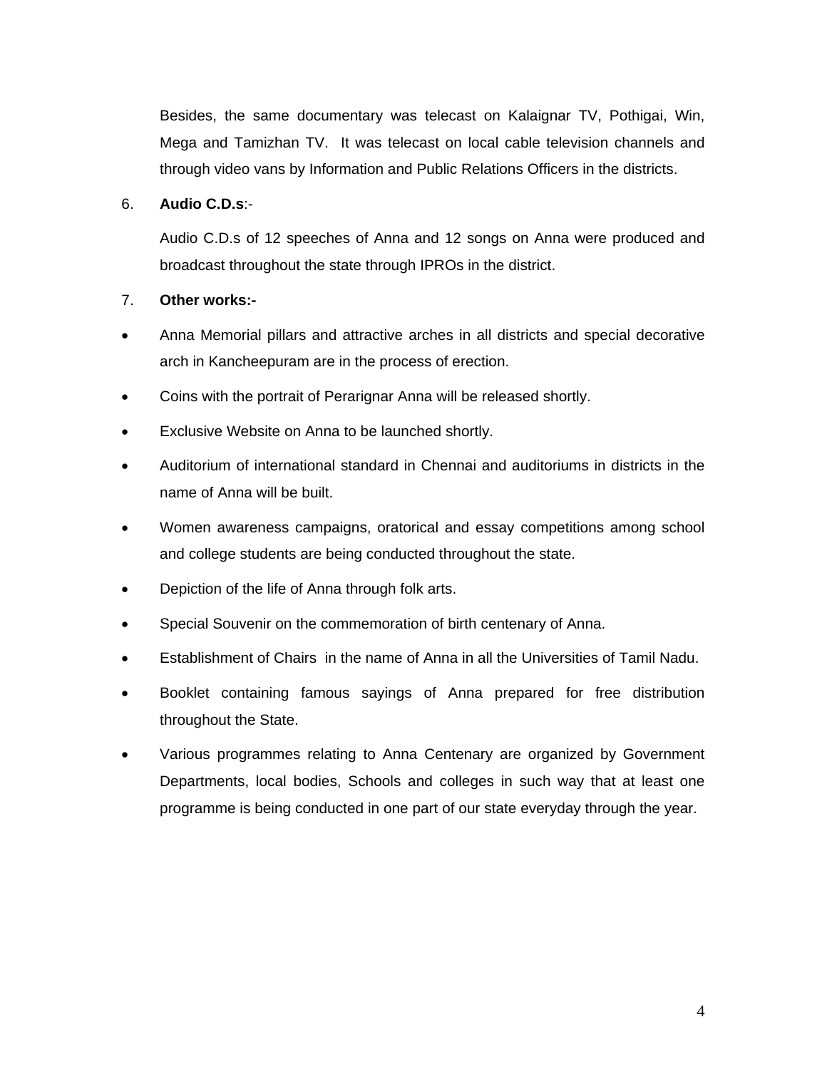Besides, the same documentary was telecast on Kalaignar TV, Pothigai, Win, Mega and Tamizhan TV. It was telecast on local cable television channels and through video vans by Information and Public Relations Officers in the districts.

6. **Audio C.D.s**:-

   Audio C.D.s of 12 speeches of Anna and 12 songs on Anna were produced and broadcast throughout the state through IPROs in the district.

7. **Other works:-**

- Anna Memorial pillars and attractive arches in all districts and special decorative arch in Kancheepuram are in the process of erection.
- Coins with the portrait of Perarignar Anna will be released shortly.
- Exclusive Website on Anna to be launched shortly.
- Auditorium of international standard in Chennai and auditoriums in districts in the name of Anna will be built.
- Women awareness campaigns, oratorical and essay competitions among school and college students are being conducted throughout the state.
- Depiction of the life of Anna through folk arts.
- Special Souvenir on the commemoration of birth centenary of Anna.
- Establishment of Chairs in the name of Anna in all the Universities of Tamil Nadu.
- Booklet containing famous sayings of Anna prepared for free distribution throughout the State.
- Various programmes relating to Anna Centenary are organized by Government Departments, local bodies, Schools and colleges in such way that at least one programme is being conducted in one part of our state everyday through the year.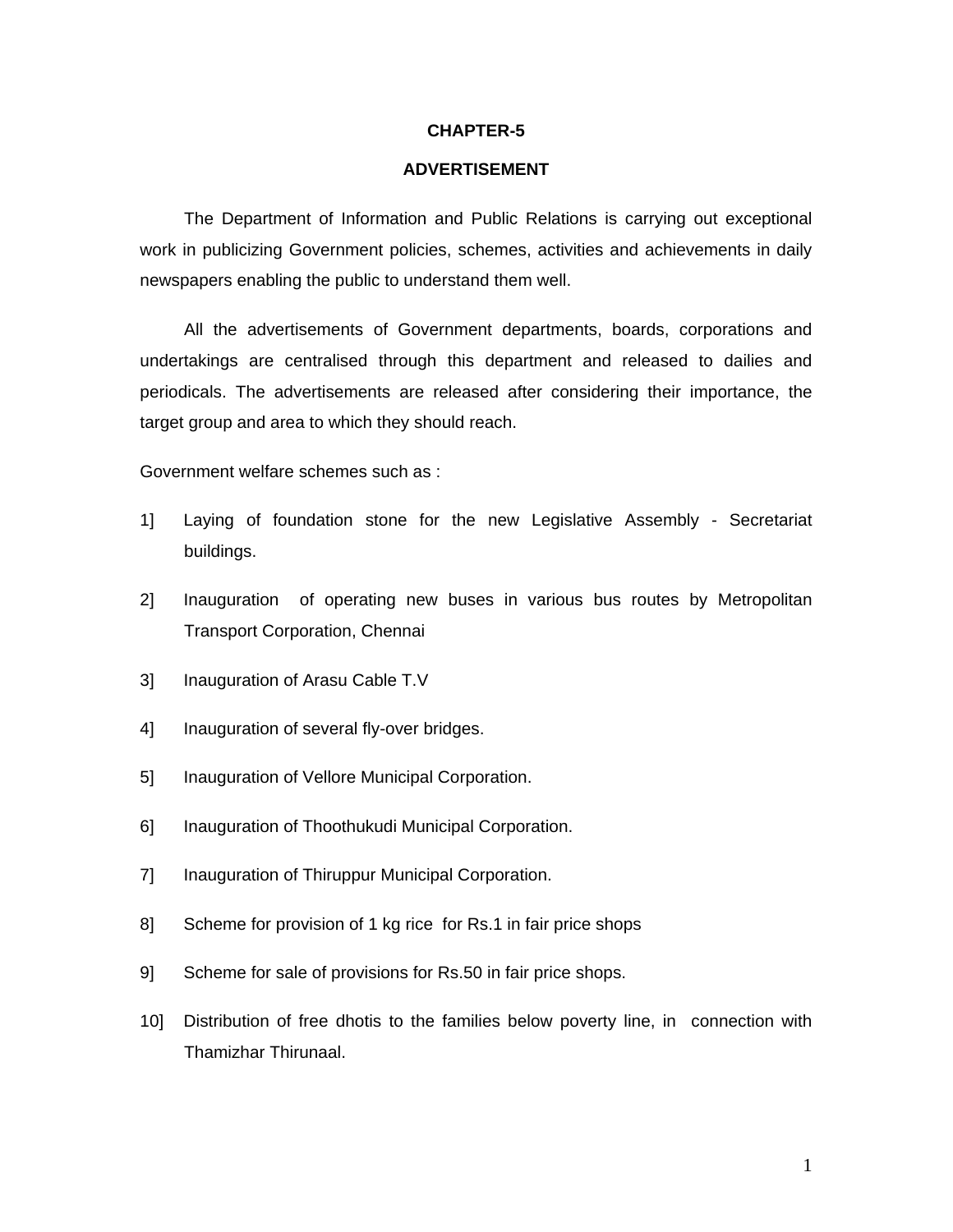# CHAPTER-5

## ADVERTISEMENT

The Department of Information and Public Relations is carrying out exceptional work in publicizing Government policies, schemes, activities and achievements in daily newspapers enabling the public to understand them well.

All the advertisements of Government departments, boards, corporations and undertakings are centralised through this department and released to dailies and periodicals. The advertisements are released after considering their importance, the target group and area to which they should reach.

Government welfare schemes such as :

1] Laying of foundation stone for the new Legislative Assembly - Secretariat buildings.

2] Inauguration of operating new buses in various bus routes by Metropolitan Transport Corporation, Chennai

3] Inauguration of Arasu Cable T.V

4] Inauguration of several fly-over bridges.

5] Inauguration of Vellore Municipal Corporation.

6] Inauguration of Thoothukudi Municipal Corporation.

7] Inauguration of Thiruppur Municipal Corporation.

8] Scheme for provision of 1 kg rice for Rs.1 in fair price shops

9] Scheme for sale of provisions for Rs.50 in fair price shops.

10] Distribution of free dhotis to the families below poverty line, in connection with Thamizhar Thirunaal.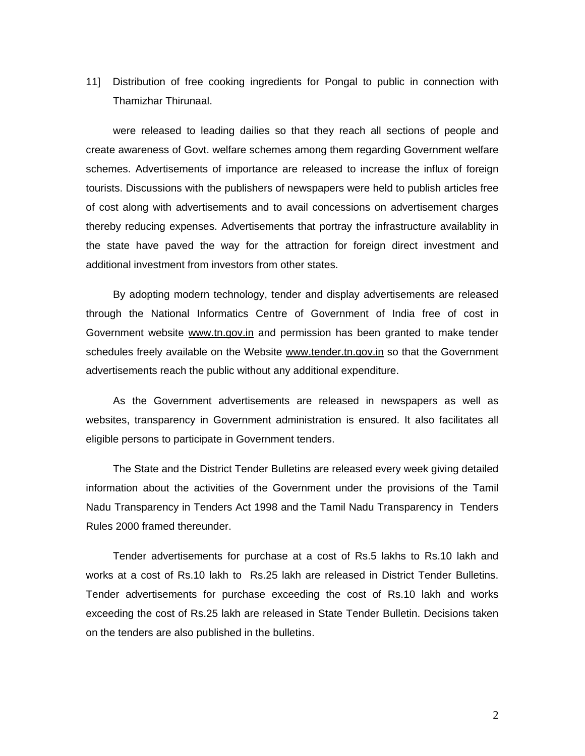11] Distribution of free cooking ingredients for Pongal to public in connection with Thamizhar Thirunaal.

were released to leading dailies so that they reach all sections of people and create awareness of Govt. welfare schemes among them regarding Government welfare schemes. Advertisements of importance are released to increase the influx of foreign tourists. Discussions with the publishers of newspapers were held to publish articles free of cost along with advertisements and to avail concessions on advertisement charges thereby reducing expenses. Advertisements that portray the infrastructure availablity in the state have paved the way for the attraction for foreign direct investment and additional investment from investors from other states.

By adopting modern technology, tender and display advertisements are released through the National Informatics Centre of Government of India free of cost in Government website www.tn.gov.in and permission has been granted to make tender schedules freely available on the Website www.tender.tn.gov.in so that the Government advertisements reach the public without any additional expenditure.

As the Government advertisements are released in newspapers as well as websites, transparency in Government administration is ensured. It also facilitates all eligible persons to participate in Government tenders.

The State and the District Tender Bulletins are released every week giving detailed information about the activities of the Government under the provisions of the Tamil Nadu Transparency in Tenders Act 1998 and the Tamil Nadu Transparency in Tenders Rules 2000 framed thereunder.

Tender advertisements for purchase at a cost of Rs.5 lakhs to Rs.10 lakh and works at a cost of Rs.10 lakh to Rs.25 lakh are released in District Tender Bulletins. Tender advertisements for purchase exceeding the cost of Rs.10 lakh and works exceeding the cost of Rs.25 lakh are released in State Tender Bulletin. Decisions taken on the tenders are also published in the bulletins.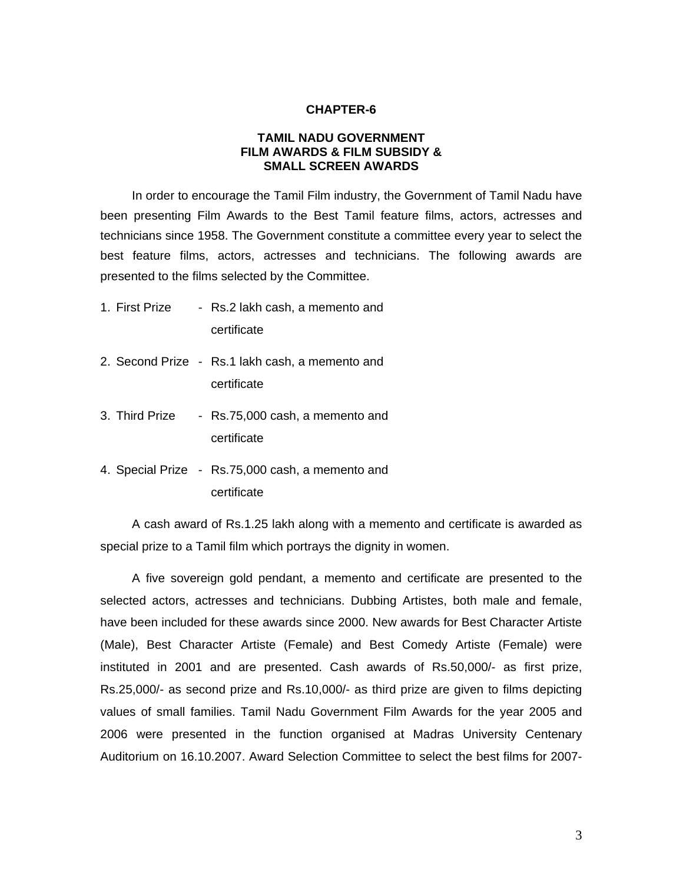# CHAPTER-6

## TAMIL NADU GOVERNMENT FILM AWARDS & FILM SUBSIDY & SMALL SCREEN AWARDS

In order to encourage the Tamil Film industry, the Government of Tamil Nadu have been presenting Film Awards to the Best Tamil feature films, actors, actresses and technicians since 1958. The Government constitute a committee every year to select the best feature films, actors, actresses and technicians. The following awards are presented to the films selected by the Committee.

1. First Prize - Rs.2 lakh cash, a memento and certificate
2. Second Prize - Rs.1 lakh cash, a memento and certificate
3. Third Prize - Rs.75,000 cash, a memento and certificate
4. Special Prize - Rs.75,000 cash, a memento and certificate

A cash award of Rs.1.25 lakh along with a memento and certificate is awarded as special prize to a Tamil film which portrays the dignity in women.

A five sovereign gold pendant, a memento and certificate are presented to the selected actors, actresses and technicians. Dubbing Artistes, both male and female, have been included for these awards since 2000. New awards for Best Character Artiste (Male), Best Character Artiste (Female) and Best Comedy Artiste (Female) were instituted in 2001 and are presented. Cash awards of Rs.50,000/- as first prize, Rs.25,000/- as second prize and Rs.10,000/- as third prize are given to films depicting values of small families. Tamil Nadu Government Film Awards for the year 2005 and 2006 were presented in the function organised at Madras University Centenary Auditorium on 16.10.2007. Award Selection Committee to select the best films for 2007-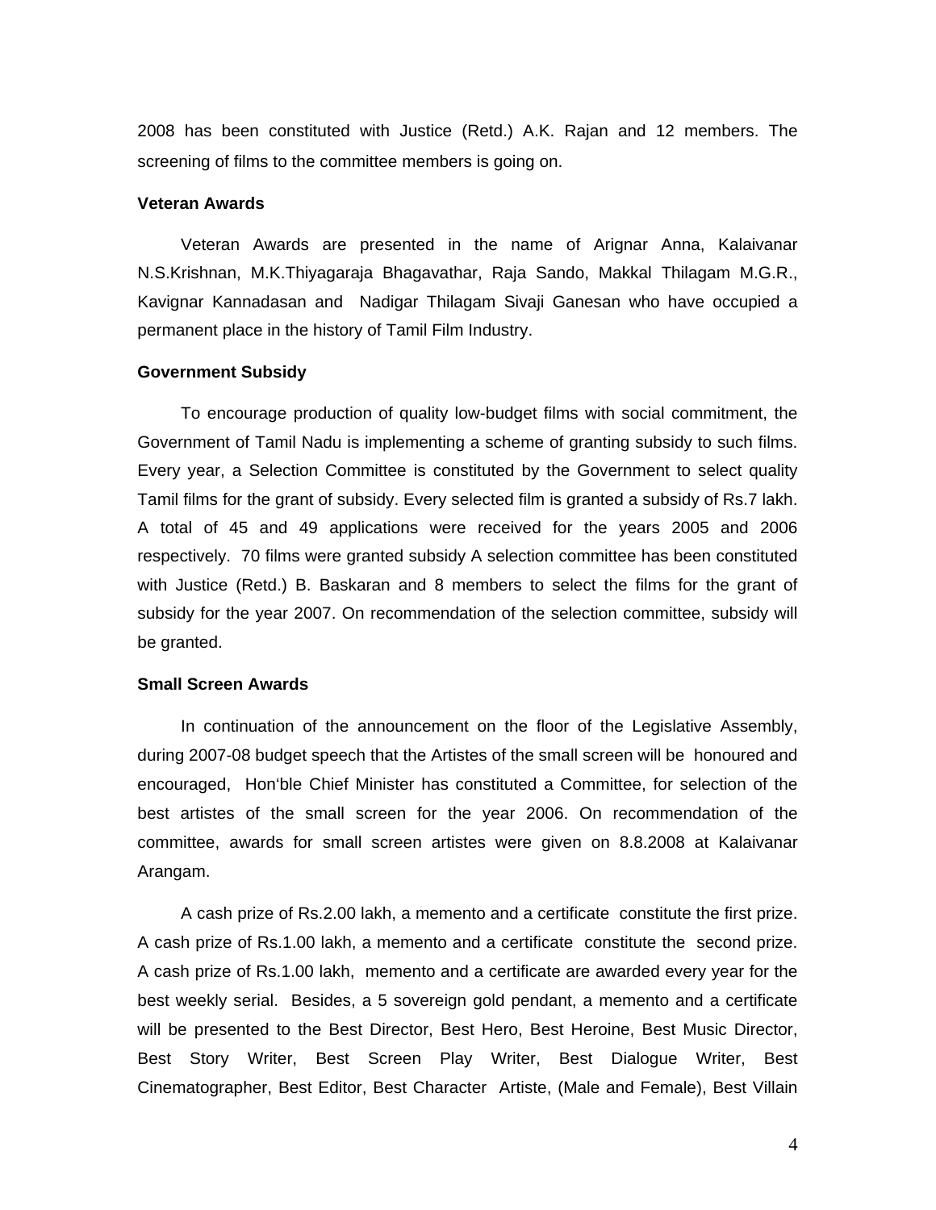2008 has been constituted with Justice (Retd.) A.K. Rajan and 12 members. The screening of films to the committee members is going on.

**Veteran Awards**

Veteran Awards are presented in the name of Arignar Anna, Kalaivanar N.S.Krishnan, M.K.Thiyagaraja Bhagavathar, Raja Sando, Makkal Thilagam M.G.R., Kavignar Kannadasan and Nadigar Thilagam Sivaji Ganesan who have occupied a permanent place in the history of Tamil Film Industry.

**Government Subsidy**

To encourage production of quality low-budget films with social commitment, the Government of Tamil Nadu is implementing a scheme of granting subsidy to such films. Every year, a Selection Committee is constituted by the Government to select quality Tamil films for the grant of subsidy. Every selected film is granted a subsidy of Rs.7 lakh. A total of 45 and 49 applications were received for the years 2005 and 2006 respectively. 70 films were granted subsidy A selection committee has been constituted with Justice (Retd.) B. Baskaran and 8 members to select the films for the grant of subsidy for the year 2007. On recommendation of the selection committee, subsidy will be granted.

**Small Screen Awards**

In continuation of the announcement on the floor of the Legislative Assembly, during 2007-08 budget speech that the Artistes of the small screen will be honoured and encouraged, Hon'ble Chief Minister has constituted a Committee, for selection of the best artistes of the small screen for the year 2006. On recommendation of the committee, awards for small screen artistes were given on 8.8.2008 at Kalaivanar Arangam.

A cash prize of Rs.2.00 lakh, a memento and a certificate constitute the first prize. A cash prize of Rs.1.00 lakh, a memento and a certificate constitute the second prize. A cash prize of Rs.1.00 lakh, memento and a certificate are awarded every year for the best weekly serial. Besides, a 5 sovereign gold pendant, a memento and a certificate will be presented to the Best Director, Best Hero, Best Heroine, Best Music Director, Best Story Writer, Best Screen Play Writer, Best Dialogue Writer, Best Cinematographer, Best Editor, Best Character Artiste, (Male and Female), Best Villain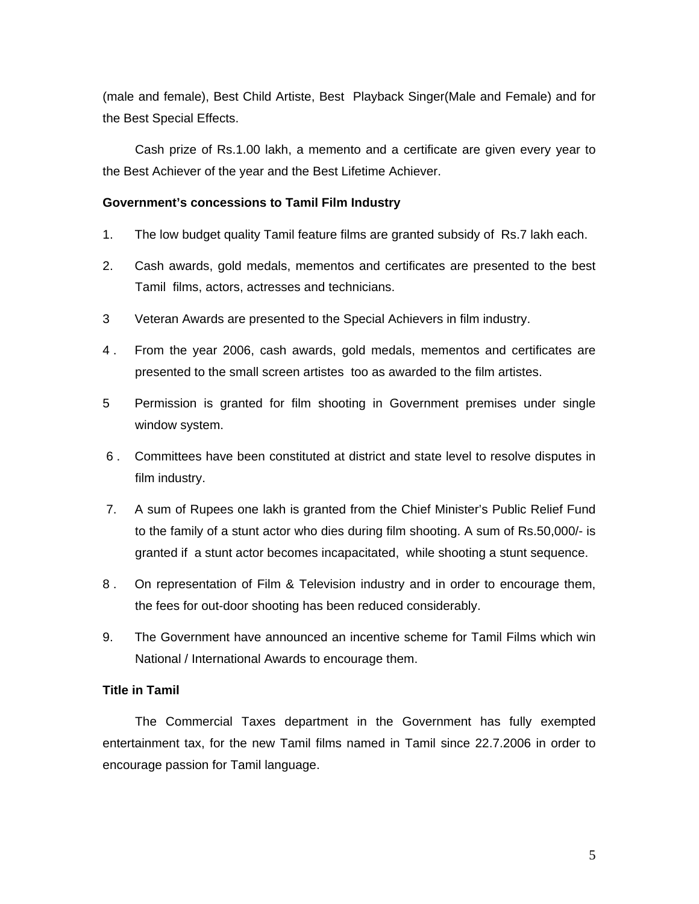(male and female), Best Child Artiste, Best Playback Singer(Male and Female) and for the Best Special Effects.

Cash prize of Rs.1.00 lakh, a memento and a certificate are given every year to the Best Achiever of the year and the Best Lifetime Achiever.

**Government's concessions to Tamil Film Industry**

1. The low budget quality Tamil feature films are granted subsidy of Rs.7 lakh each.
2. Cash awards, gold medals, mementos and certificates are presented to the best Tamil films, actors, actresses and technicians.
3. Veteran Awards are presented to the Special Achievers in film industry.
4. From the year 2006, cash awards, gold medals, mementos and certificates are presented to the small screen artistes too as awarded to the film artistes.
5. Permission is granted for film shooting in Government premises under single window system.
6. Committees have been constituted at district and state level to resolve disputes in film industry.
7. A sum of Rupees one lakh is granted from the Chief Minister's Public Relief Fund to the family of a stunt actor who dies during film shooting. A sum of Rs.50,000/- is granted if a stunt actor becomes incapacitated, while shooting a stunt sequence.
8. On representation of Film & Television industry and in order to encourage them, the fees for out-door shooting has been reduced considerably.
9. The Government have announced an incentive scheme for Tamil Films which win National / International Awards to encourage them.

**Title in Tamil**

The Commercial Taxes department in the Government has fully exempted entertainment tax, for the new Tamil films named in Tamil since 22.7.2006 in order to encourage passion for Tamil language.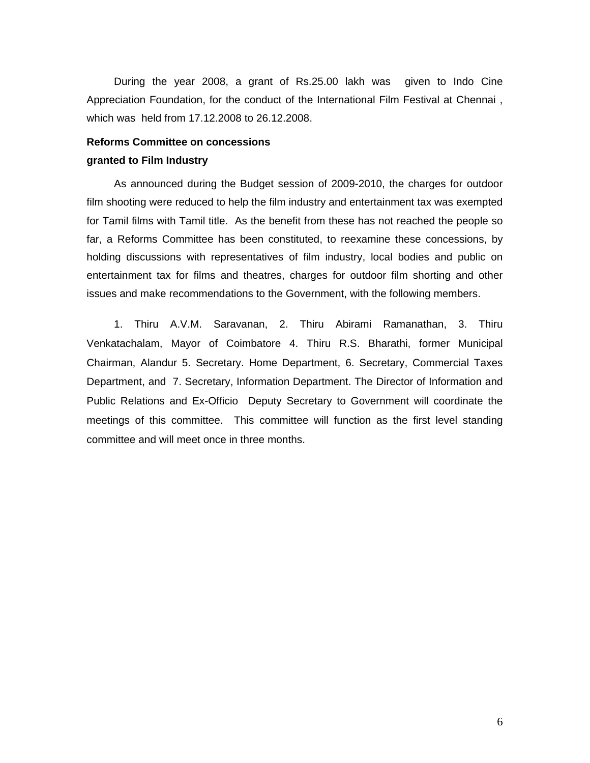During the year 2008, a grant of Rs.25.00 lakh was given to Indo Cine Appreciation Foundation, for the conduct of the International Film Festival at Chennai , which was held from 17.12.2008 to 26.12.2008.

**Reforms Committee on concessions granted to Film Industry**

As announced during the Budget session of 2009-2010, the charges for outdoor film shooting were reduced to help the film industry and entertainment tax was exempted for Tamil films with Tamil title. As the benefit from these has not reached the people so far, a Reforms Committee has been constituted, to reexamine these concessions, by holding discussions with representatives of film industry, local bodies and public on entertainment tax for films and theatres, charges for outdoor film shorting and other issues and make recommendations to the Government, with the following members.

1. Thiru A.V.M. Saravanan, 2. Thiru Abirami Ramanathan, 3. Thiru Venkatachalam, Mayor of Coimbatore 4. Thiru R.S. Bharathi, former Municipal Chairman, Alandur 5. Secretary. Home Department, 6. Secretary, Commercial Taxes Department, and 7. Secretary, Information Department. The Director of Information and Public Relations and Ex-Officio Deputy Secretary to Government will coordinate the meetings of this committee. This committee will function as the first level standing committee and will meet once in three months.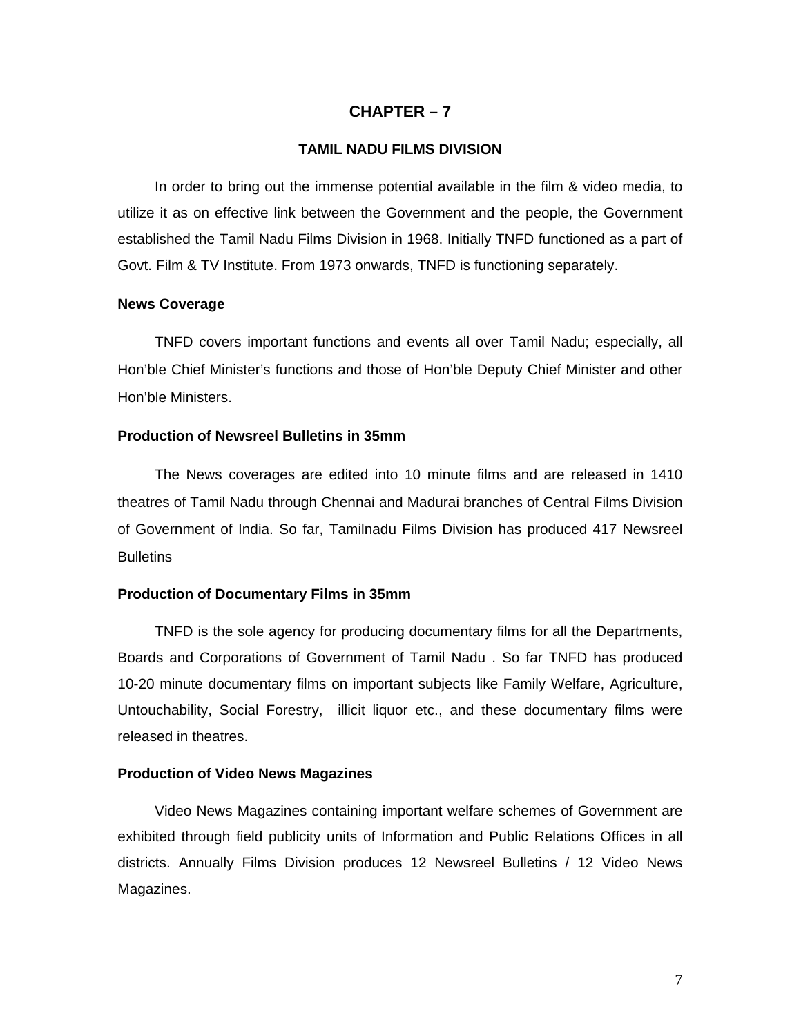# CHAPTER – 7

## TAMIL NADU FILMS DIVISION

In order to bring out the immense potential available in the film & video media, to utilize it as on effective link between the Government and the people, the Government established the Tamil Nadu Films Division in 1968. Initially TNFD functioned as a part of Govt. Film & TV Institute. From 1973 onwards, TNFD is functioning separately.

### News Coverage

TNFD covers important functions and events all over Tamil Nadu; especially, all Hon'ble Chief Minister's functions and those of Hon'ble Deputy Chief Minister and other Hon'ble Ministers.

### Production of Newsreel Bulletins in 35mm

The News coverages are edited into 10 minute films and are released in 1410 theatres of Tamil Nadu through Chennai and Madurai branches of Central Films Division of Government of India. So far, Tamilnadu Films Division has produced 417 Newsreel Bulletins

### Production of Documentary Films in 35mm

TNFD is the sole agency for producing documentary films for all the Departments, Boards and Corporations of Government of Tamil Nadu . So far TNFD has produced 10-20 minute documentary films on important subjects like Family Welfare, Agriculture, Untouchability, Social Forestry, illicit liquor etc., and these documentary films were released in theatres.

### Production of Video News Magazines

Video News Magazines containing important welfare schemes of Government are exhibited through field publicity units of Information and Public Relations Offices in all districts. Annually Films Division produces 12 Newsreel Bulletins / 12 Video News Magazines.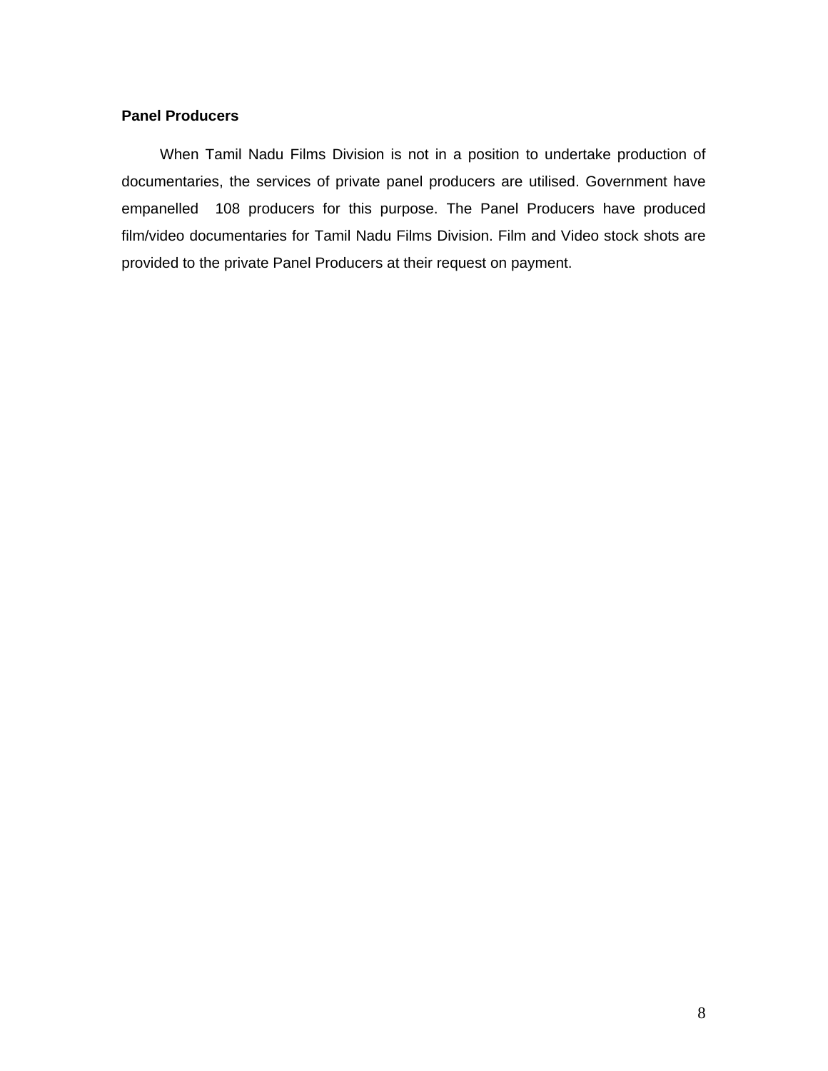**Panel Producers**

When Tamil Nadu Films Division is not in a position to undertake production of documentaries, the services of private panel producers are utilised. Government have empanelled 108 producers for this purpose. The Panel Producers have produced film/video documentaries for Tamil Nadu Films Division. Film and Video stock shots are provided to the private Panel Producers at their request on payment.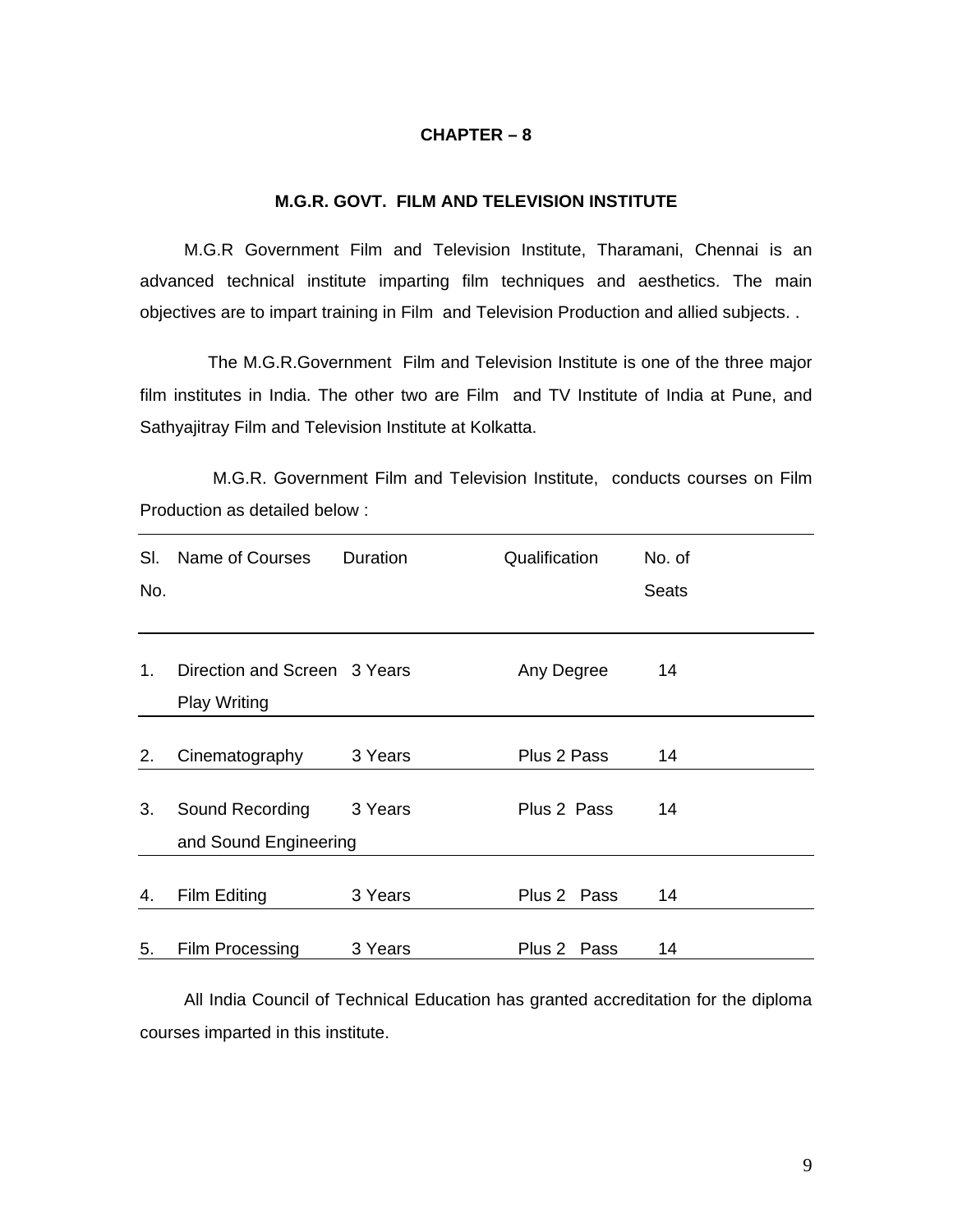# CHAPTER – 8

## M.G.R. GOVT. FILM AND TELEVISION INSTITUTE

M.G.R Government Film and Television Institute, Tharamani, Chennai is an advanced technical institute imparting film techniques and aesthetics. The main objectives are to impart training in Film and Television Production and allied subjects. .

The M.G.R.Government Film and Television Institute is one of the three major film institutes in India. The other two are Film and TV Institute of India at Pune, and Sathyajitray Film and Television Institute at Kolkatta.

M.G.R. Government Film and Television Institute, conducts courses on Film Production as detailed below :

| Sl. No. | Name of Courses | Duration | Qualification | No. of Seats |
|---|---|---|---|---|
| 1. | Direction and Screen Play Writing | 3 Years | Any Degree | 14 |
| 2. | Cinematography | 3 Years | Plus 2 Pass | 14 |
| 3. | Sound Recording and Sound Engineering | 3 Years | Plus 2 Pass | 14 |
| 4. | Film Editing | 3 Years | Plus 2 Pass | 14 |
| 5. | Film Processing | 3 Years | Plus 2 Pass | 14 |

All India Council of Technical Education has granted accreditation for the diploma courses imparted in this institute.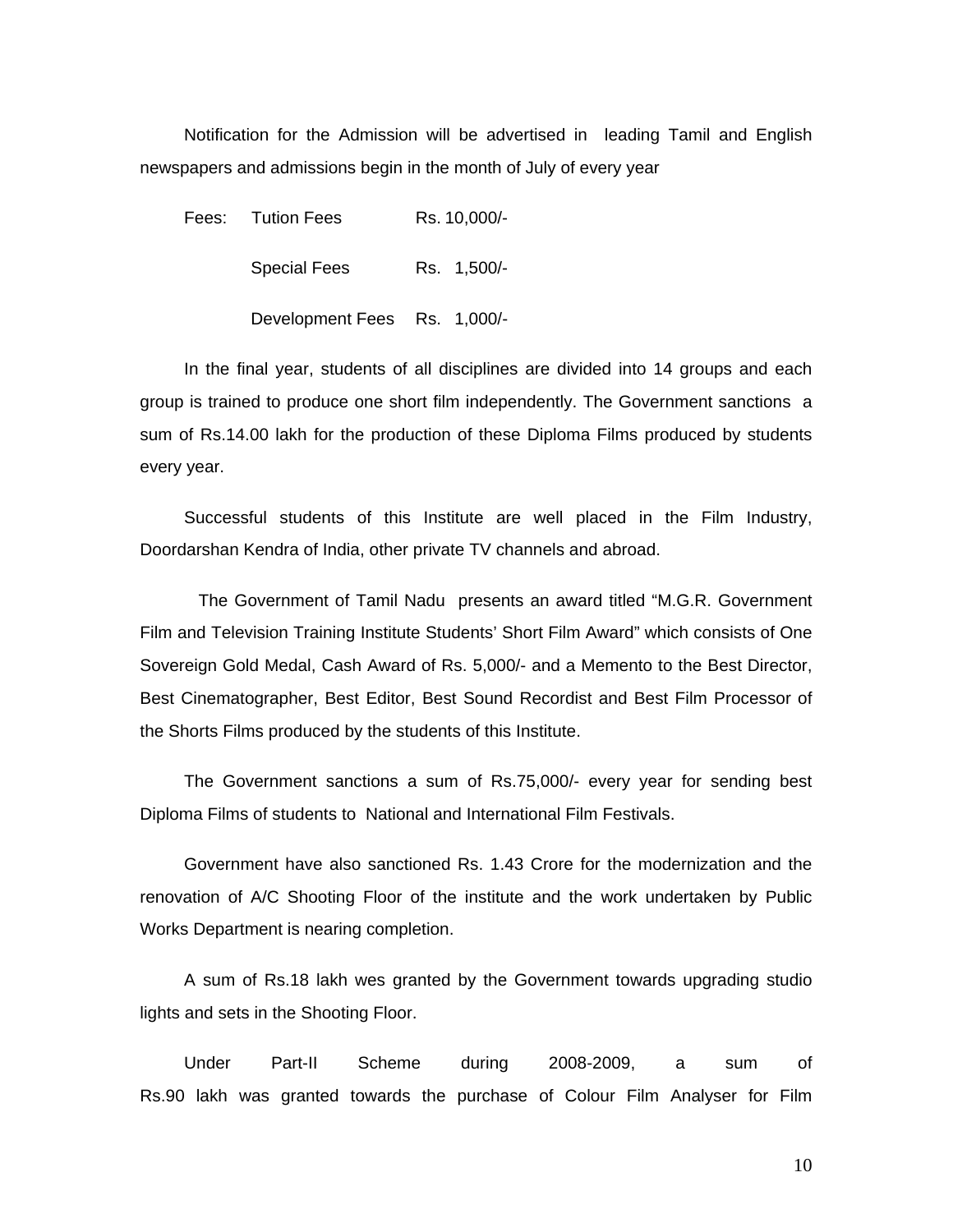Notification for the Admission will be advertised in leading Tamil and English newspapers and admissions begin in the month of July of every year

| Fees: | Tution Fees | Rs. 10,000/- |
|---|---|---|
| | Special Fees | Rs. 1,500/- |
| | Development Fees | Rs. 1,000/- |

In the final year, students of all disciplines are divided into 14 groups and each group is trained to produce one short film independently. The Government sanctions a sum of Rs.14.00 lakh for the production of these Diploma Films produced by students every year.

Successful students of this Institute are well placed in the Film Industry, Doordarshan Kendra of India, other private TV channels and abroad.

The Government of Tamil Nadu presents an award titled "M.G.R. Government Film and Television Training Institute Students' Short Film Award" which consists of One Sovereign Gold Medal, Cash Award of Rs. 5,000/- and a Memento to the Best Director, Best Cinematographer, Best Editor, Best Sound Recordist and Best Film Processor of the Shorts Films produced by the students of this Institute.

The Government sanctions a sum of Rs.75,000/- every year for sending best Diploma Films of students to National and International Film Festivals.

Government have also sanctioned Rs. 1.43 Crore for the modernization and the renovation of A/C Shooting Floor of the institute and the work undertaken by Public Works Department is nearing completion.

A sum of Rs.18 lakh wes granted by the Government towards upgrading studio lights and sets in the Shooting Floor.

Under Part-II Scheme during 2008-2009, a sum of Rs.90 lakh was granted towards the purchase of Colour Film Analyser for Film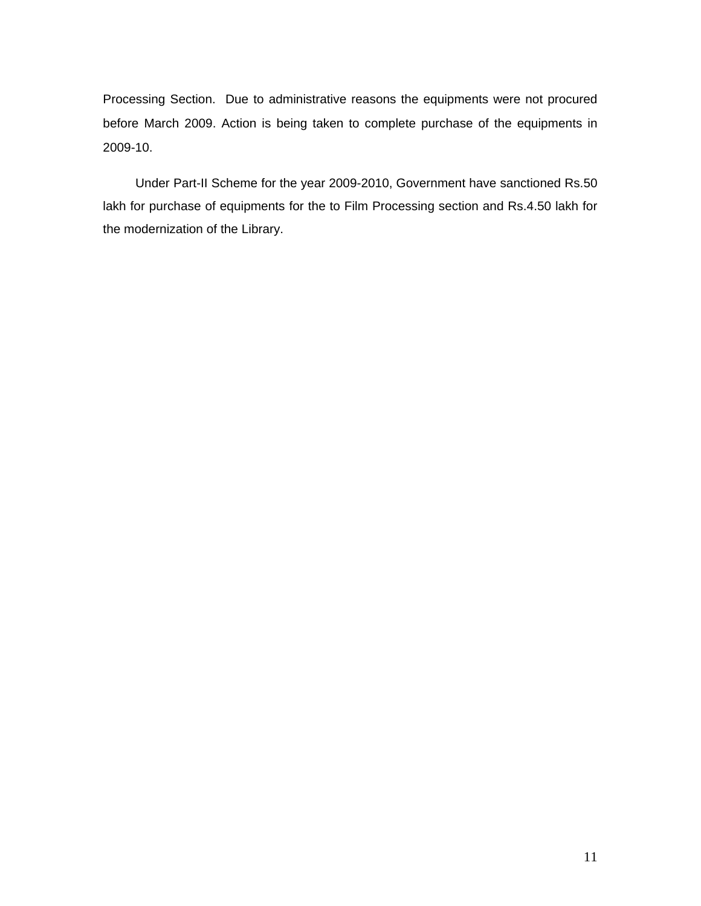Processing Section. Due to administrative reasons the equipments were not procured before March 2009. Action is being taken to complete purchase of the equipments in 2009-10.

Under Part-II Scheme for the year 2009-2010, Government have sanctioned Rs.50 lakh for purchase of equipments for the to Film Processing section and Rs.4.50 lakh for the modernization of the Library.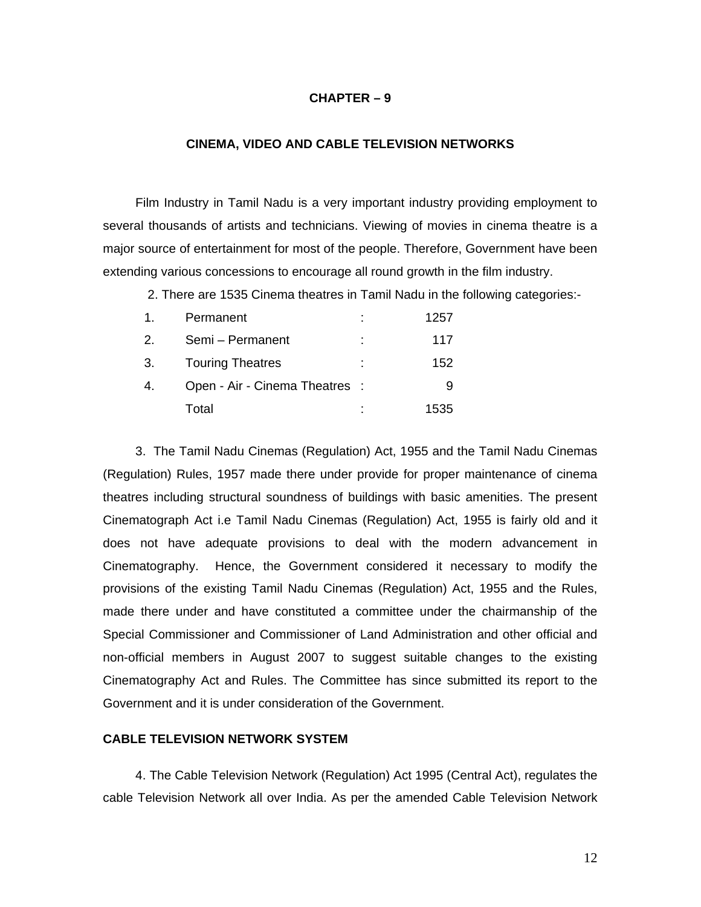# CHAPTER – 9

## CINEMA, VIDEO AND CABLE TELEVISION NETWORKS

Film Industry in Tamil Nadu is a very important industry providing employment to several thousands of artists and technicians. Viewing of movies in cinema theatre is a major source of entertainment for most of the people. Therefore, Government have been extending various concessions to encourage all round growth in the film industry.

2. There are 1535 Cinema theatres in Tamil Nadu in the following categories:-

| | | | |
|---|---|---|---|
| 1. | Permanent | : | 1257 |
| 2. | Semi – Permanent | : | 117 |
| 3. | Touring Theatres | : | 152 |
| 4. | Open - Air - Cinema Theatres | : | 9 |
| | Total | : | 1535 |

3. The Tamil Nadu Cinemas (Regulation) Act, 1955 and the Tamil Nadu Cinemas (Regulation) Rules, 1957 made there under provide for proper maintenance of cinema theatres including structural soundness of buildings with basic amenities. The present Cinematograph Act i.e Tamil Nadu Cinemas (Regulation) Act, 1955 is fairly old and it does not have adequate provisions to deal with the modern advancement in Cinematography. Hence, the Government considered it necessary to modify the provisions of the existing Tamil Nadu Cinemas (Regulation) Act, 1955 and the Rules, made there under and have constituted a committee under the chairmanship of the Special Commissioner and Commissioner of Land Administration and other official and non-official members in August 2007 to suggest suitable changes to the existing Cinematography Act and Rules. The Committee has since submitted its report to the Government and it is under consideration of the Government.

### CABLE TELEVISION NETWORK SYSTEM

4. The Cable Television Network (Regulation) Act 1995 (Central Act), regulates the cable Television Network all over India. As per the amended Cable Television Network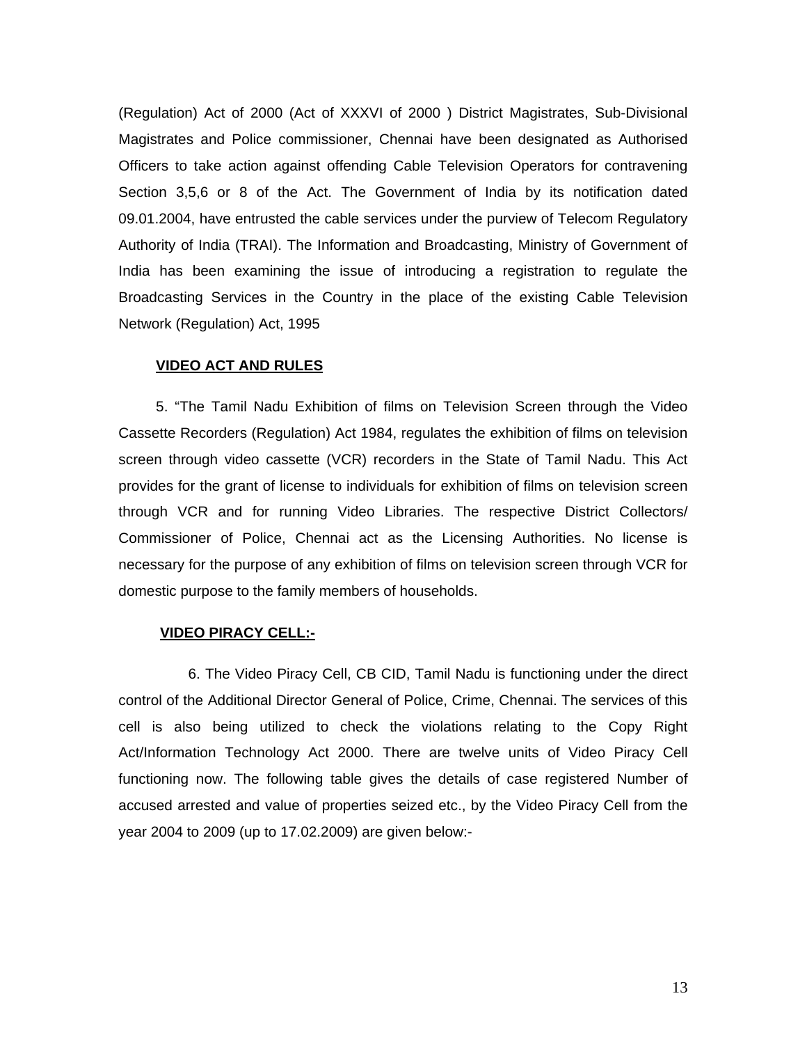(Regulation) Act of 2000 (Act of XXXVI of 2000 ) District Magistrates, Sub-Divisional Magistrates and Police commissioner, Chennai have been designated as Authorised Officers to take action against offending Cable Television Operators for contravening Section 3,5,6 or 8 of the Act. The Government of India by its notification dated 09.01.2004, have entrusted the cable services under the purview of Telecom Regulatory Authority of India (TRAI). The Information and Broadcasting, Ministry of Government of India has been examining the issue of introducing a registration to regulate the Broadcasting Services in the Country in the place of the existing Cable Television Network (Regulation) Act, 1995

**VIDEO ACT AND RULES**

5. "The Tamil Nadu Exhibition of films on Television Screen through the Video Cassette Recorders (Regulation) Act 1984, regulates the exhibition of films on television screen through video cassette (VCR) recorders in the State of Tamil Nadu. This Act provides for the grant of license to individuals for exhibition of films on television screen through VCR and for running Video Libraries. The respective District Collectors/ Commissioner of Police, Chennai act as the Licensing Authorities. No license is necessary for the purpose of any exhibition of films on television screen through VCR for domestic purpose to the family members of households.

**VIDEO PIRACY CELL:-**

6. The Video Piracy Cell, CB CID, Tamil Nadu is functioning under the direct control of the Additional Director General of Police, Crime, Chennai. The services of this cell is also being utilized to check the violations relating to the Copy Right Act/Information Technology Act 2000. There are twelve units of Video Piracy Cell functioning now. The following table gives the details of case registered Number of accused arrested and value of properties seized etc., by the Video Piracy Cell from the year 2004 to 2009 (up to 17.02.2009) are given below:-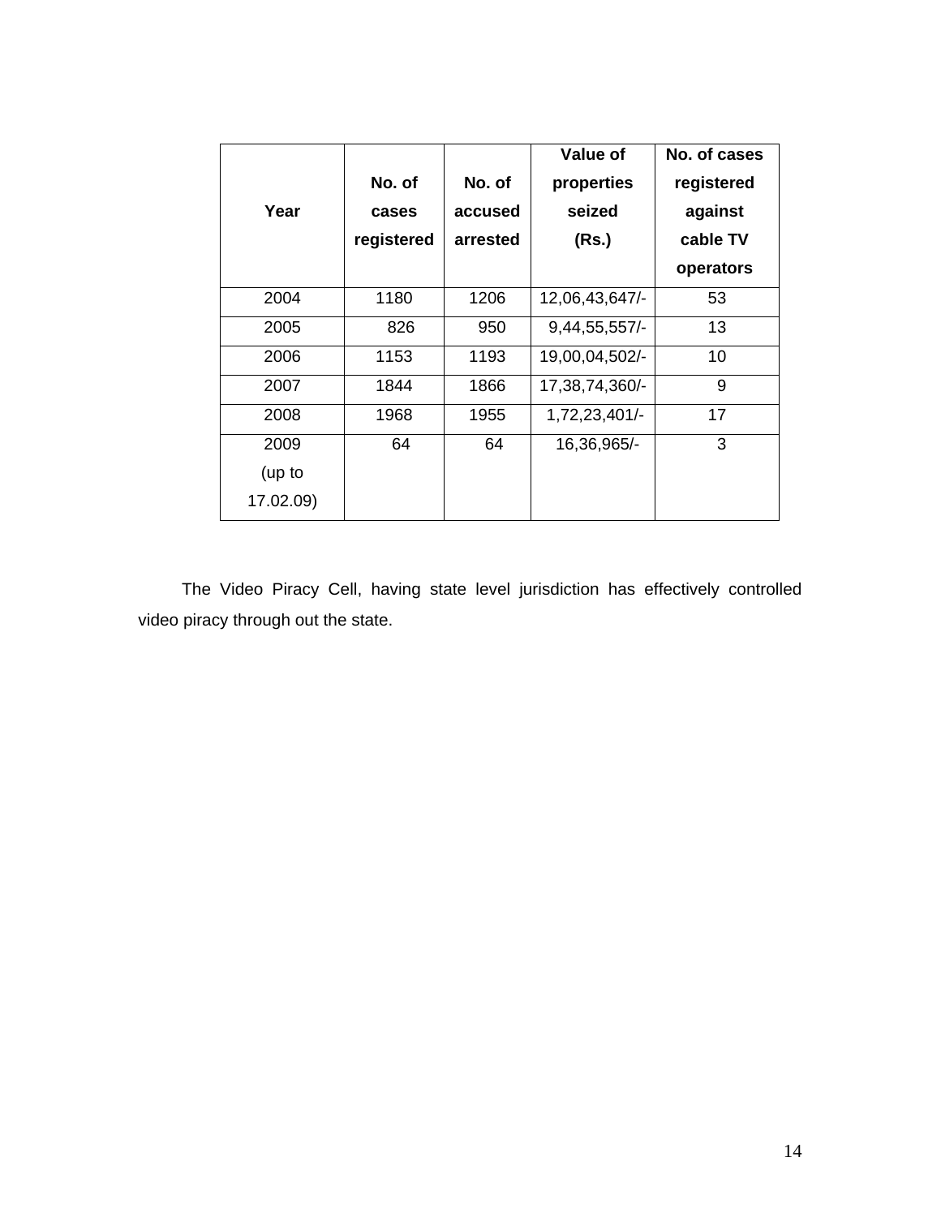| Year | No. of cases registered | No. of accused arrested | Value of properties seized (Rs.) | No. of cases registered against cable TV operators |
|---|---|---|---|---|
| 2004 | 1180 | 1206 | 12,06,43,647/- | 53 |
| 2005 | 826 | 950 | 9,44,55,557/- | 13 |
| 2006 | 1153 | 1193 | 19,00,04,502/- | 10 |
| 2007 | 1844 | 1866 | 17,38,74,360/- | 9 |
| 2008 | 1968 | 1955 | 1,72,23,401/- | 17 |
| 2009 (up to 17.02.09) | 64 | 64 | 16,36,965/- | 3 |

The Video Piracy Cell, having state level jurisdiction has effectively controlled video piracy through out the state.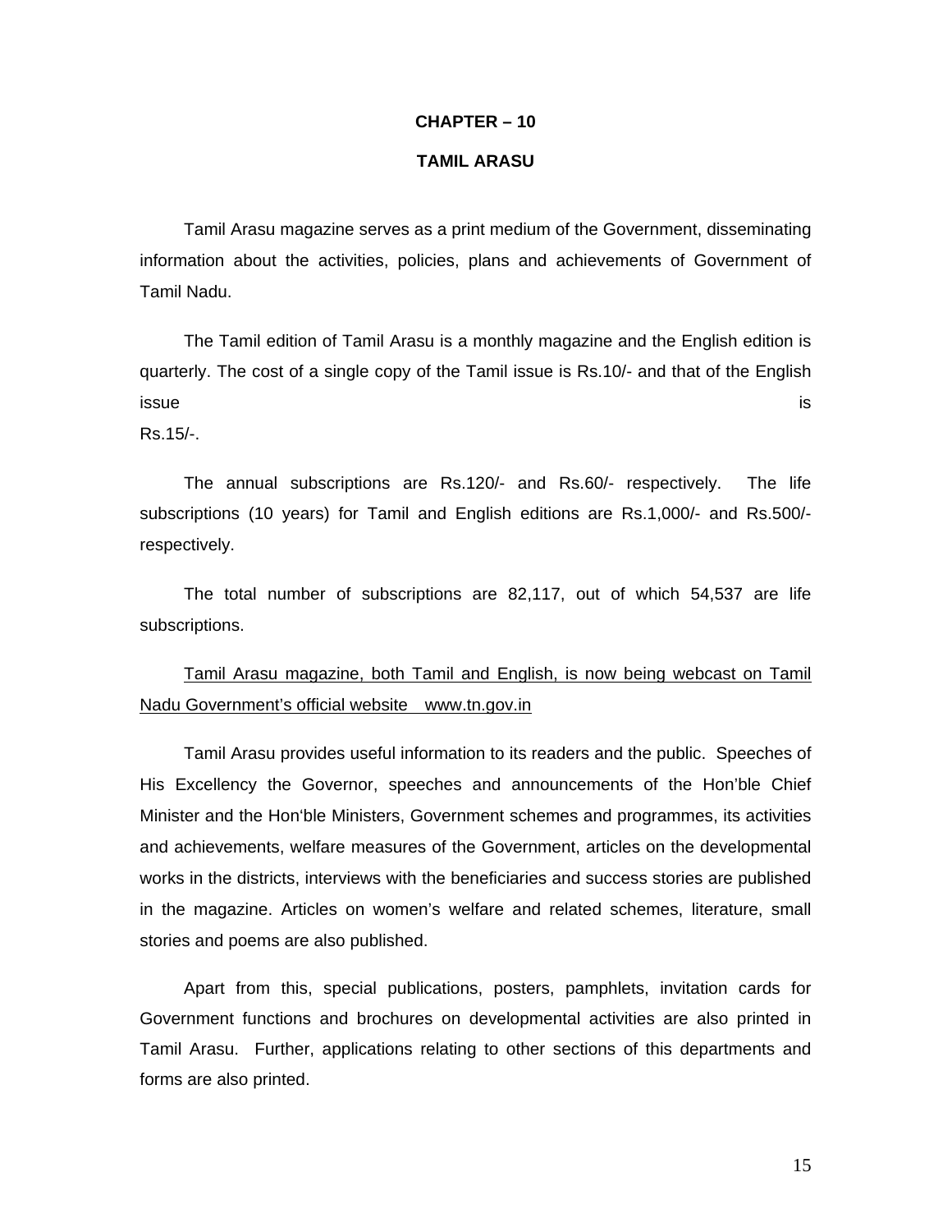# CHAPTER – 10

## TAMIL ARASU

Tamil Arasu magazine serves as a print medium of the Government, disseminating information about the activities, policies, plans and achievements of Government of Tamil Nadu.

The Tamil edition of Tamil Arasu is a monthly magazine and the English edition is quarterly. The cost of a single copy of the Tamil issue is Rs.10/- and that of the English issue is Rs.15/-.

The annual subscriptions are Rs.120/- and Rs.60/- respectively. The life subscriptions (10 years) for Tamil and English editions are Rs.1,000/- and Rs.500/- respectively.

The total number of subscriptions are 82,117, out of which 54,537 are life subscriptions.

<u>Tamil Arasu magazine, both Tamil and English, is now being webcast on Tamil Nadu Government's official website www.tn.gov.in</u>

Tamil Arasu provides useful information to its readers and the public. Speeches of His Excellency the Governor, speeches and announcements of the Hon'ble Chief Minister and the Hon'ble Ministers, Government schemes and programmes, its activities and achievements, welfare measures of the Government, articles on the developmental works in the districts, interviews with the beneficiaries and success stories are published in the magazine. Articles on women's welfare and related schemes, literature, small stories and poems are also published.

Apart from this, special publications, posters, pamphlets, invitation cards for Government functions and brochures on developmental activities are also printed in Tamil Arasu. Further, applications relating to other sections of this departments and forms are also printed.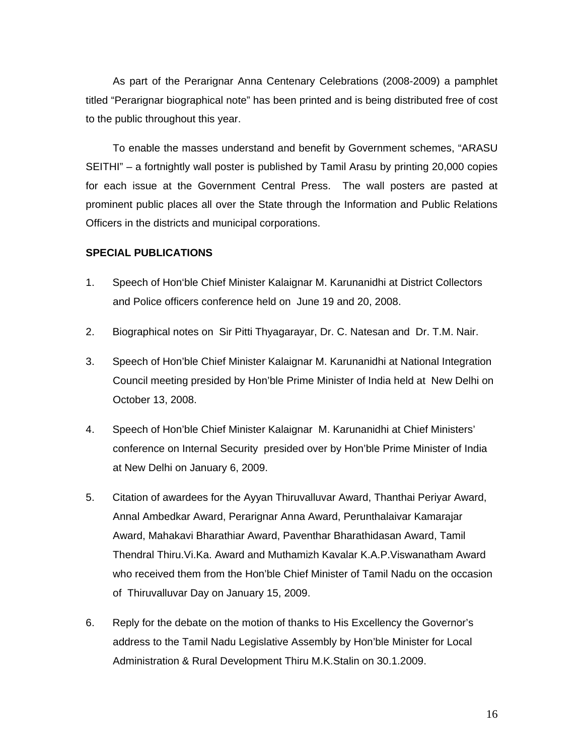As part of the Perarignar Anna Centenary Celebrations (2008-2009) a pamphlet titled "Perarignar biographical note" has been printed and is being distributed free of cost to the public throughout this year.

To enable the masses understand and benefit by Government schemes, "ARASU SEITHI" – a fortnightly wall poster is published by Tamil Arasu by printing 20,000 copies for each issue at the Government Central Press. The wall posters are pasted at prominent public places all over the State through the Information and Public Relations Officers in the districts and municipal corporations.

**SPECIAL PUBLICATIONS**

1. Speech of Hon'ble Chief Minister Kalaignar M. Karunanidhi at District Collectors and Police officers conference held on June 19 and 20, 2008.
2. Biographical notes on Sir Pitti Thyagarayar, Dr. C. Natesan and Dr. T.M. Nair.
3. Speech of Hon'ble Chief Minister Kalaignar M. Karunanidhi at National Integration Council meeting presided by Hon'ble Prime Minister of India held at New Delhi on October 13, 2008.
4. Speech of Hon'ble Chief Minister Kalaignar M. Karunanidhi at Chief Ministers' conference on Internal Security presided over by Hon'ble Prime Minister of India at New Delhi on January 6, 2009.
5. Citation of awardees for the Ayyan Thiruvalluvar Award, Thanthai Periyar Award, Annal Ambedkar Award, Perarignar Anna Award, Perunthalaivar Kamarajar Award, Mahakavi Bharathiar Award, Paventhar Bharathidasan Award, Tamil Thendral Thiru.Vi.Ka. Award and Muthamizh Kavalar K.A.P.Viswanatham Award who received them from the Hon'ble Chief Minister of Tamil Nadu on the occasion of Thiruvalluvar Day on January 15, 2009.
6. Reply for the debate on the motion of thanks to His Excellency the Governor's address to the Tamil Nadu Legislative Assembly by Hon'ble Minister for Local Administration & Rural Development Thiru M.K.Stalin on 30.1.2009.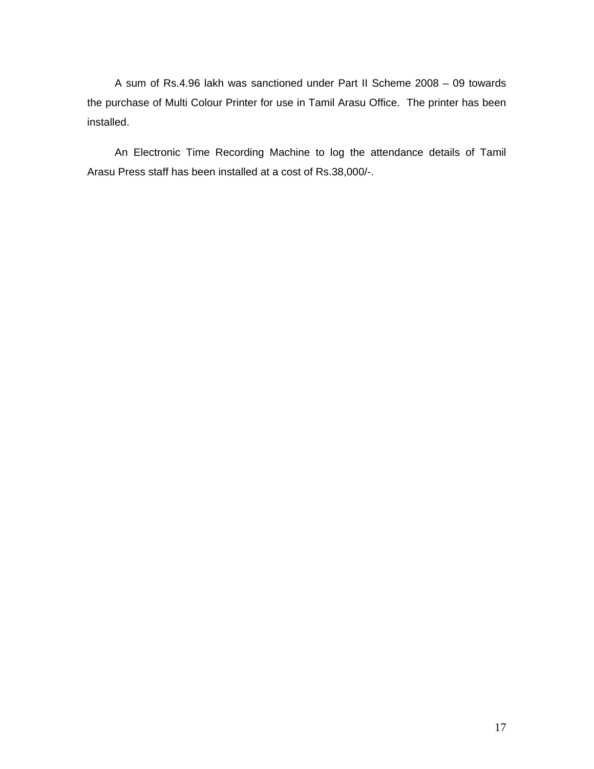A sum of Rs.4.96 lakh was sanctioned under Part II Scheme 2008 – 09 towards the purchase of Multi Colour Printer for use in Tamil Arasu Office. The printer has been installed.

An Electronic Time Recording Machine to log the attendance details of Tamil Arasu Press staff has been installed at a cost of Rs.38,000/-.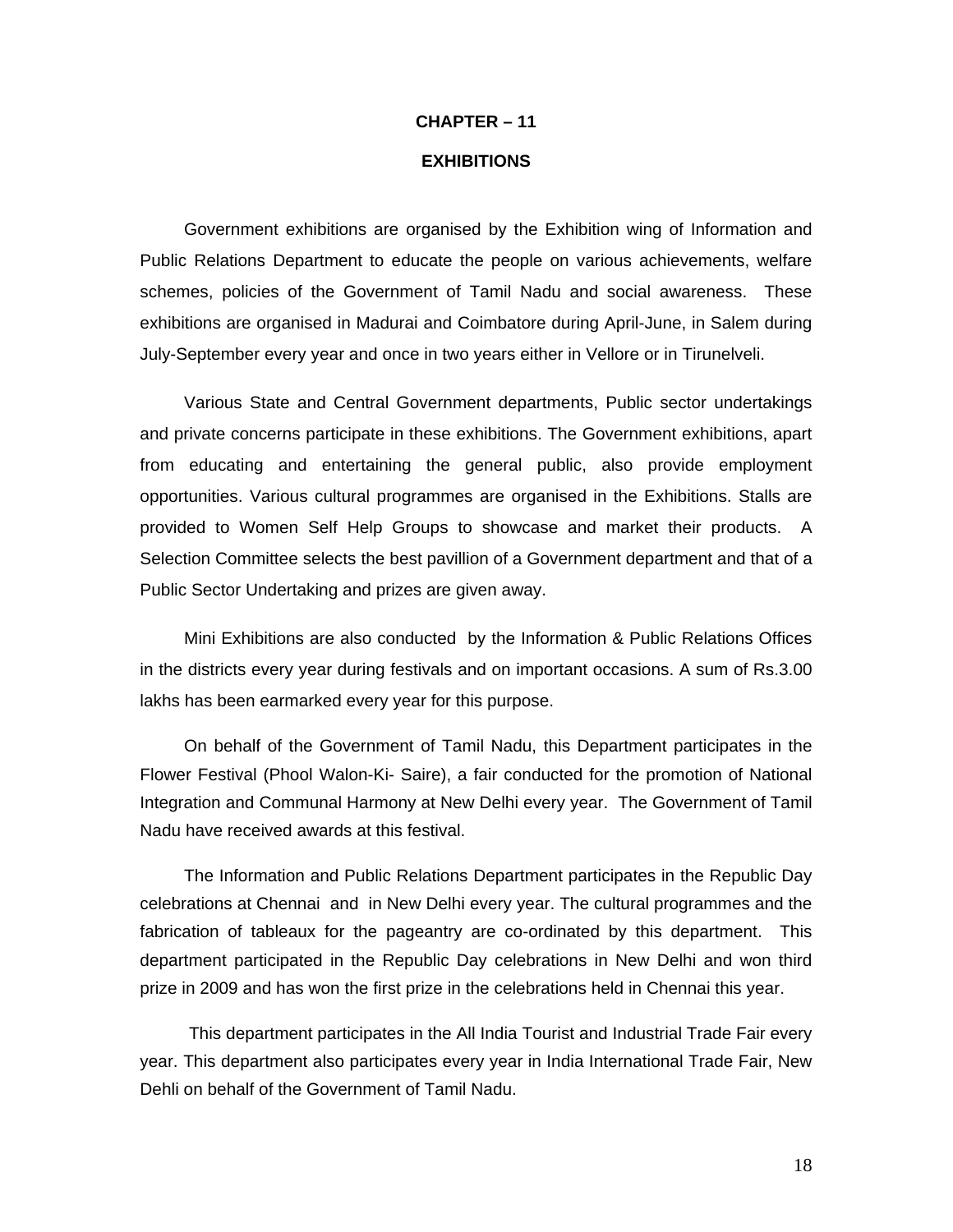# CHAPTER – 11

## EXHIBITIONS

Government exhibitions are organised by the Exhibition wing of Information and Public Relations Department to educate the people on various achievements, welfare schemes, policies of the Government of Tamil Nadu and social awareness. These exhibitions are organised in Madurai and Coimbatore during April-June, in Salem during July-September every year and once in two years either in Vellore or in Tirunelveli.

Various State and Central Government departments, Public sector undertakings and private concerns participate in these exhibitions. The Government exhibitions, apart from educating and entertaining the general public, also provide employment opportunities. Various cultural programmes are organised in the Exhibitions. Stalls are provided to Women Self Help Groups to showcase and market their products. A Selection Committee selects the best pavillion of a Government department and that of a Public Sector Undertaking and prizes are given away.

Mini Exhibitions are also conducted by the Information & Public Relations Offices in the districts every year during festivals and on important occasions. A sum of Rs.3.00 lakhs has been earmarked every year for this purpose.

On behalf of the Government of Tamil Nadu, this Department participates in the Flower Festival (Phool Walon-Ki- Saire), a fair conducted for the promotion of National Integration and Communal Harmony at New Delhi every year. The Government of Tamil Nadu have received awards at this festival.

The Information and Public Relations Department participates in the Republic Day celebrations at Chennai and in New Delhi every year. The cultural programmes and the fabrication of tableaux for the pageantry are co-ordinated by this department. This department participated in the Republic Day celebrations in New Delhi and won third prize in 2009 and has won the first prize in the celebrations held in Chennai this year.

This department participates in the All India Tourist and Industrial Trade Fair every year. This department also participates every year in India International Trade Fair, New Dehli on behalf of the Government of Tamil Nadu.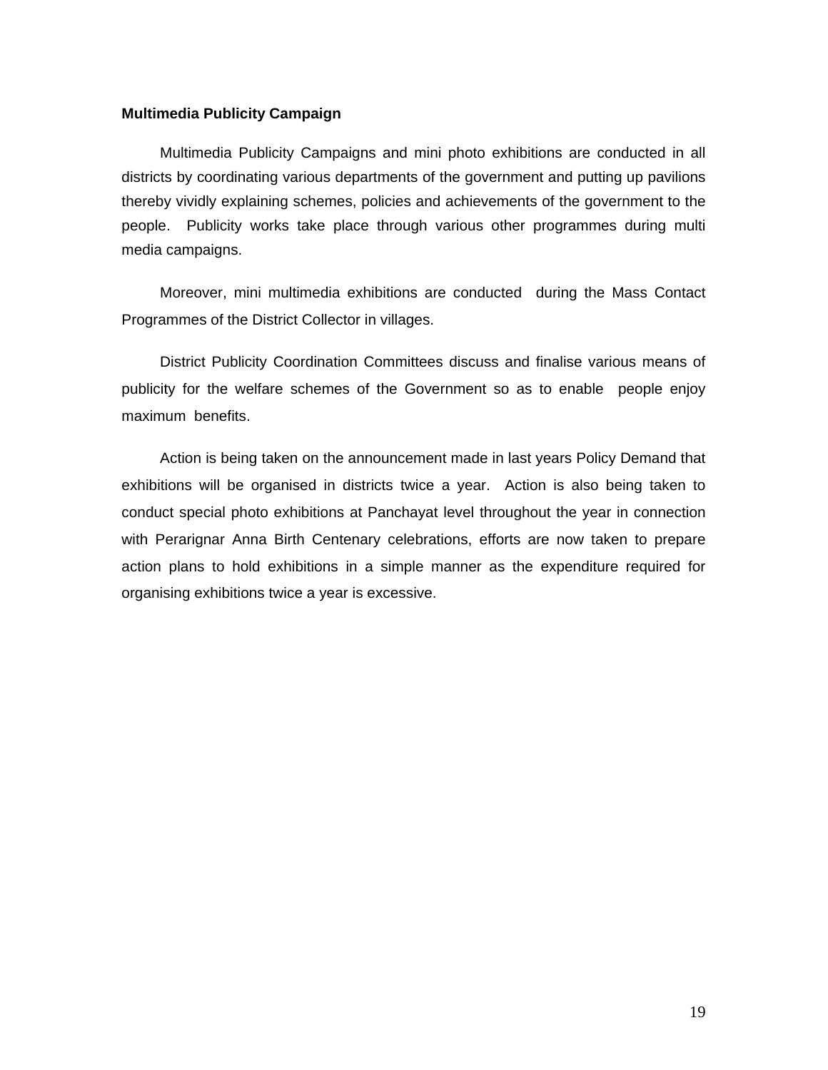**Multimedia Publicity Campaign**

Multimedia Publicity Campaigns and mini photo exhibitions are conducted in all districts by coordinating various departments of the government and putting up pavilions thereby vividly explaining schemes, policies and achievements of the government to the people. Publicity works take place through various other programmes during multi media campaigns.

Moreover, mini multimedia exhibitions are conducted during the Mass Contact Programmes of the District Collector in villages.

District Publicity Coordination Committees discuss and finalise various means of publicity for the welfare schemes of the Government so as to enable people enjoy maximum benefits.

Action is being taken on the announcement made in last years Policy Demand that exhibitions will be organised in districts twice a year. Action is also being taken to conduct special photo exhibitions at Panchayat level throughout the year in connection with Perarignar Anna Birth Centenary celebrations, efforts are now taken to prepare action plans to hold exhibitions in a simple manner as the expenditure required for organising exhibitions twice a year is excessive.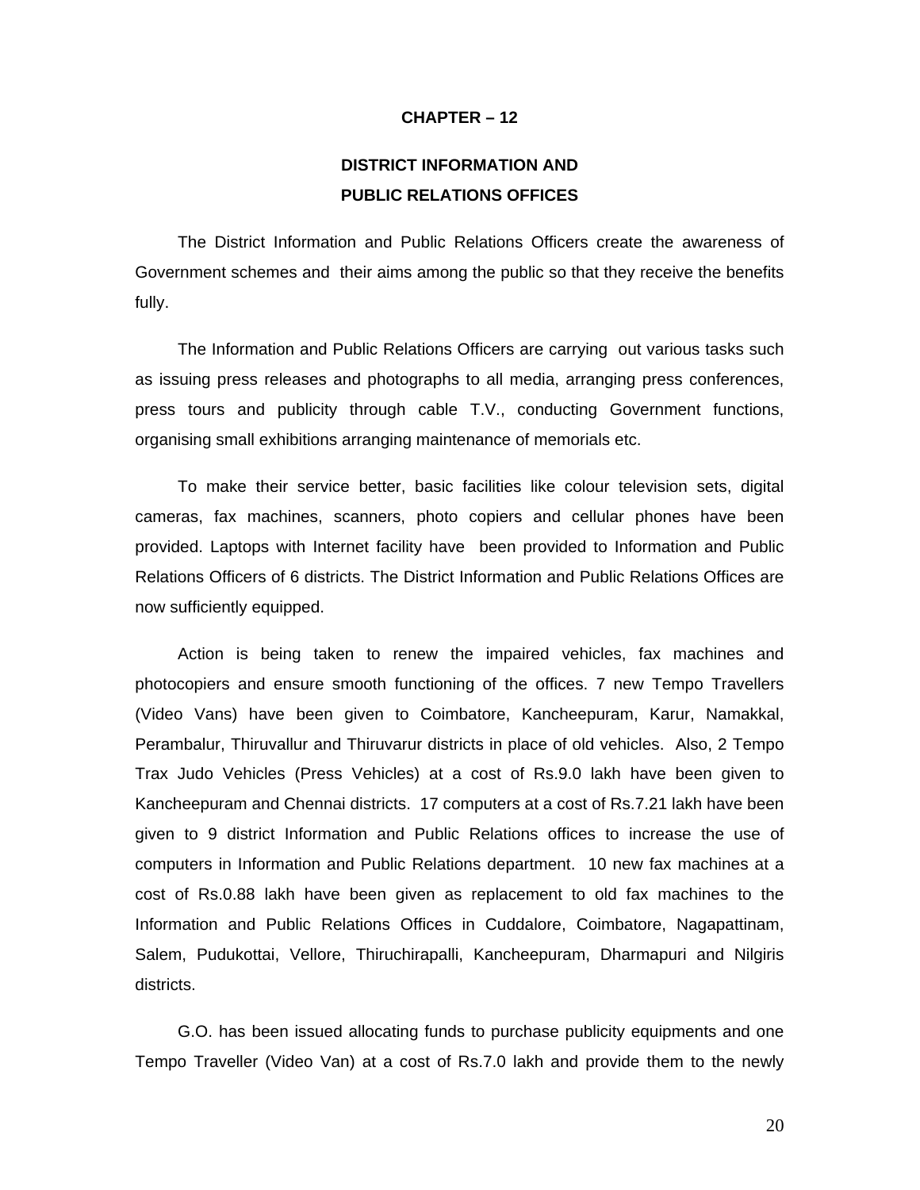# CHAPTER – 12

## DISTRICT INFORMATION AND PUBLIC RELATIONS OFFICES

The District Information and Public Relations Officers create the awareness of Government schemes and their aims among the public so that they receive the benefits fully.

The Information and Public Relations Officers are carrying out various tasks such as issuing press releases and photographs to all media, arranging press conferences, press tours and publicity through cable T.V., conducting Government functions, organising small exhibitions arranging maintenance of memorials etc.

To make their service better, basic facilities like colour television sets, digital cameras, fax machines, scanners, photo copiers and cellular phones have been provided. Laptops with Internet facility have been provided to Information and Public Relations Officers of 6 districts. The District Information and Public Relations Offices are now sufficiently equipped.

Action is being taken to renew the impaired vehicles, fax machines and photocopiers and ensure smooth functioning of the offices. 7 new Tempo Travellers (Video Vans) have been given to Coimbatore, Kancheepuram, Karur, Namakkal, Perambalur, Thiruvallur and Thiruvarur districts in place of old vehicles. Also, 2 Tempo Trax Judo Vehicles (Press Vehicles) at a cost of Rs.9.0 lakh have been given to Kancheepuram and Chennai districts. 17 computers at a cost of Rs.7.21 lakh have been given to 9 district Information and Public Relations offices to increase the use of computers in Information and Public Relations department. 10 new fax machines at a cost of Rs.0.88 lakh have been given as replacement to old fax machines to the Information and Public Relations Offices in Cuddalore, Coimbatore, Nagapattinam, Salem, Pudukottai, Vellore, Thiruchirapalli, Kancheepuram, Dharmapuri and Nilgiris districts.

G.O. has been issued allocating funds to purchase publicity equipments and one Tempo Traveller (Video Van) at a cost of Rs.7.0 lakh and provide them to the newly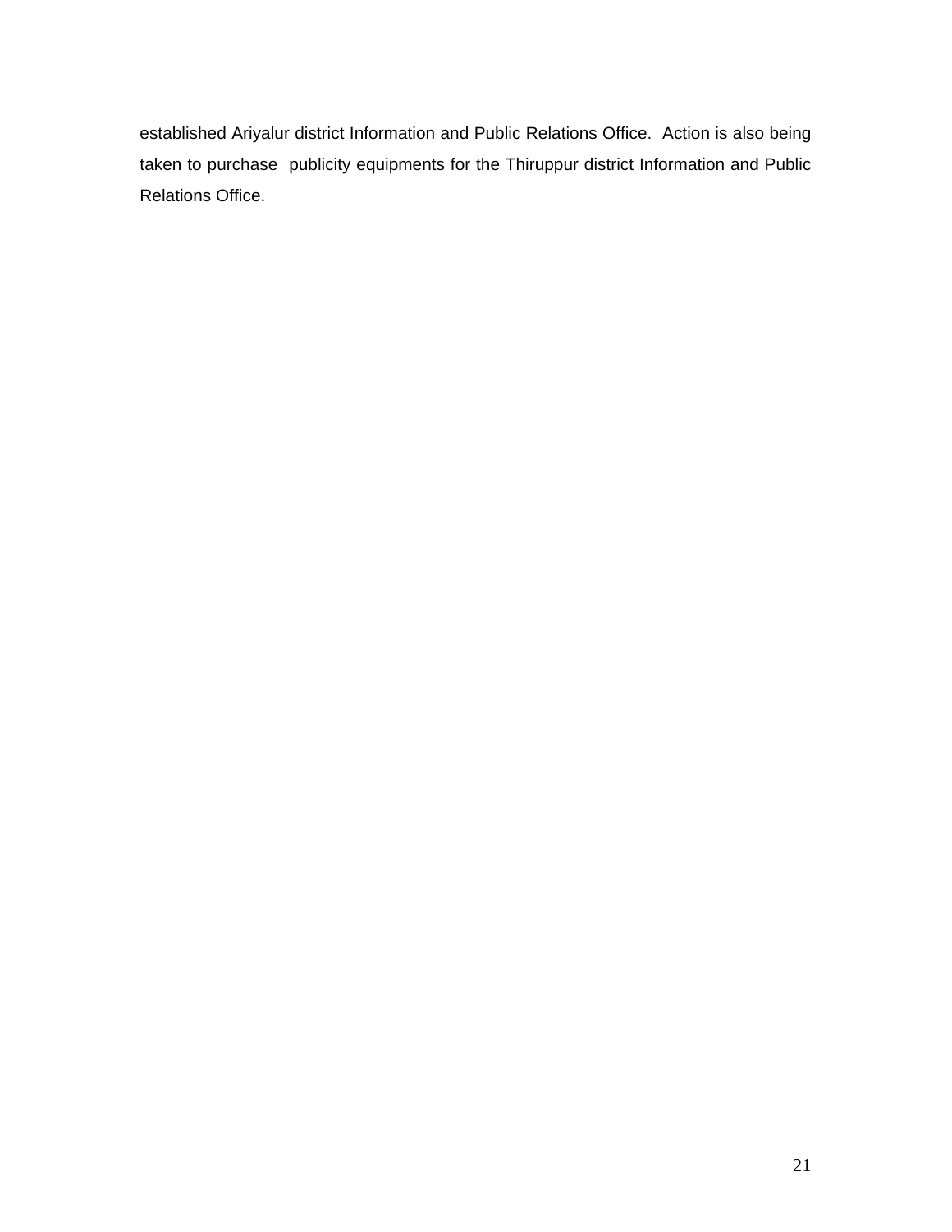established Ariyalur district Information and Public Relations Office. Action is also being taken to purchase publicity equipments for the Thiruppur district Information and Public Relations Office.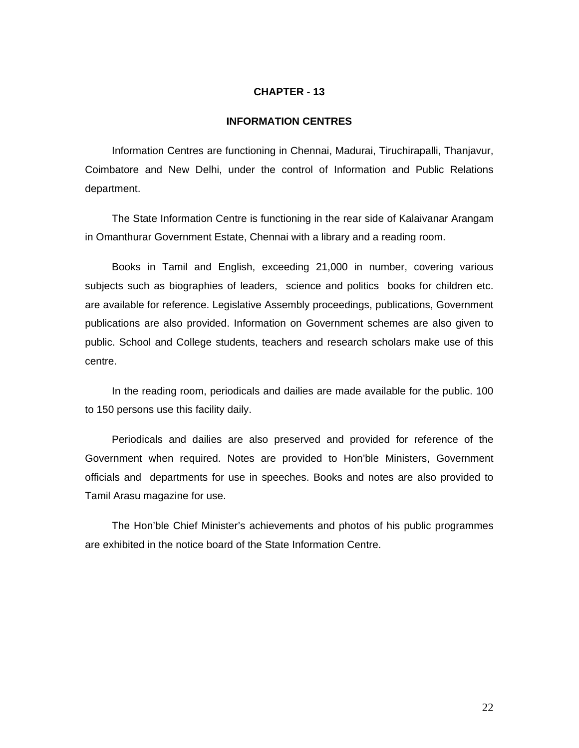# CHAPTER - 13

## INFORMATION CENTRES

Information Centres are functioning in Chennai, Madurai, Tiruchirapalli, Thanjavur, Coimbatore and New Delhi, under the control of Information and Public Relations department.

The State Information Centre is functioning in the rear side of Kalaivanar Arangam in Omanthurar Government Estate, Chennai with a library and a reading room.

Books in Tamil and English, exceeding 21,000 in number, covering various subjects such as biographies of leaders, science and politics books for children etc. are available for reference. Legislative Assembly proceedings, publications, Government publications are also provided. Information on Government schemes are also given to public. School and College students, teachers and research scholars make use of this centre.

In the reading room, periodicals and dailies are made available for the public. 100 to 150 persons use this facility daily.

Periodicals and dailies are also preserved and provided for reference of the Government when required. Notes are provided to Hon'ble Ministers, Government officials and departments for use in speeches. Books and notes are also provided to Tamil Arasu magazine for use.

The Hon'ble Chief Minister's achievements and photos of his public programmes are exhibited in the notice board of the State Information Centre.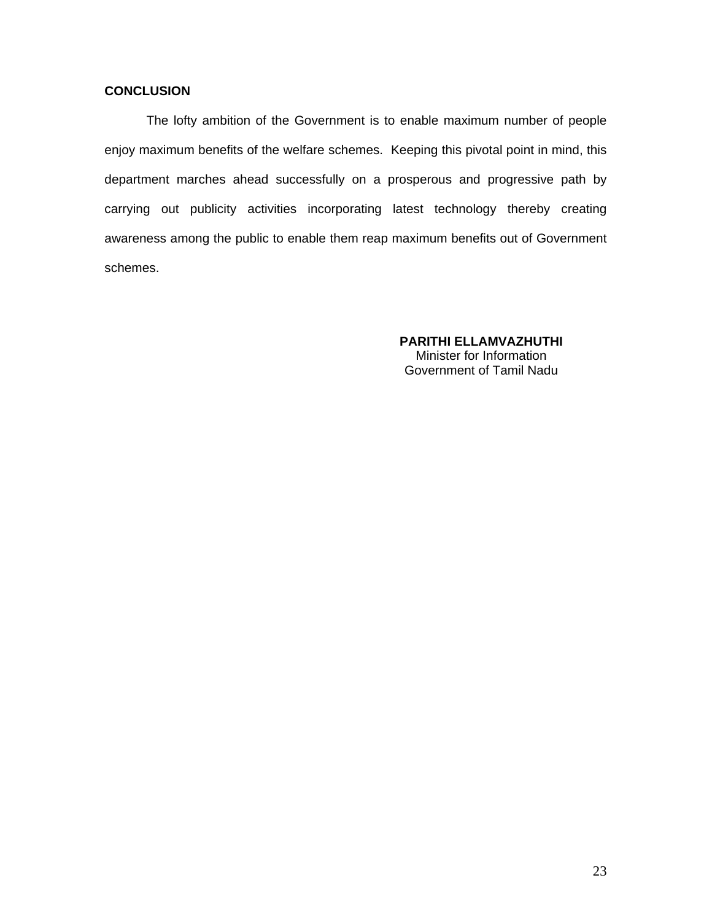## CONCLUSION

The lofty ambition of the Government is to enable maximum number of people enjoy maximum benefits of the welfare schemes. Keeping this pivotal point in mind, this department marches ahead successfully on a prosperous and progressive path by carrying out publicity activities incorporating latest technology thereby creating awareness among the public to enable them reap maximum benefits out of Government schemes.

**PARITHI ELLAMVAZHUTHI**
Minister for Information
Government of Tamil Nadu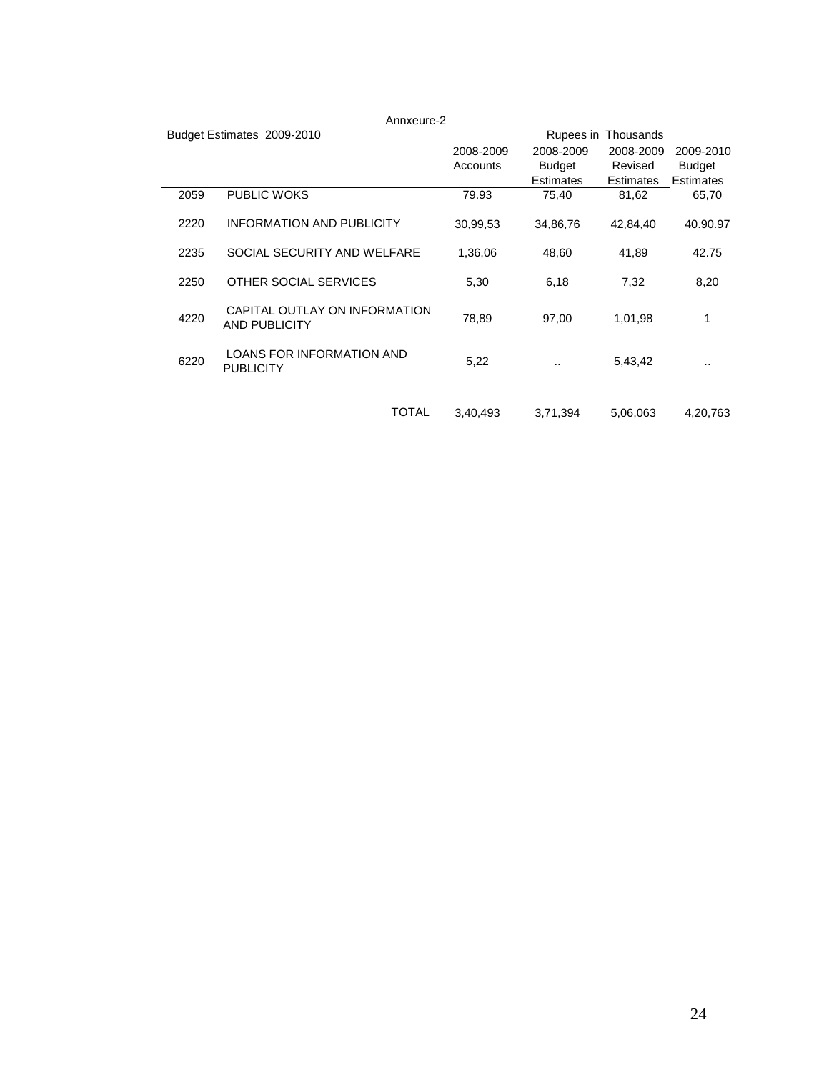Annxeure-2

Budget Estimates 2009-2010 Rupees in Thousands

| | | 2008-2009 Accounts | 2008-2009 Budget Estimates | 2008-2009 Revised Estimates | 2009-2010 Budget Estimates |
|---|---|---|---|---|---|
| 2059 | PUBLIC WOKS | 79.93 | 75,40 | 81,62 | 65,70 |
| 2220 | INFORMATION AND PUBLICITY | 30,99,53 | 34,86,76 | 42,84,40 | 40.90.97 |
| 2235 | SOCIAL SECURITY AND WELFARE | 1,36,06 | 48,60 | 41,89 | 42.75 |
| 2250 | OTHER SOCIAL SERVICES | 5,30 | 6,18 | 7,32 | 8,20 |
| 4220 | CAPITAL OUTLAY ON INFORMATION AND PUBLICITY | 78,89 | 97,00 | 1,01,98 | 1 |
| 6220 | LOANS FOR INFORMATION AND PUBLICITY | 5,22 | .. | 5,43,42 | .. |
| | TOTAL | 3,40,493 | 3,71,394 | 5,06,063 | 4,20,763 |